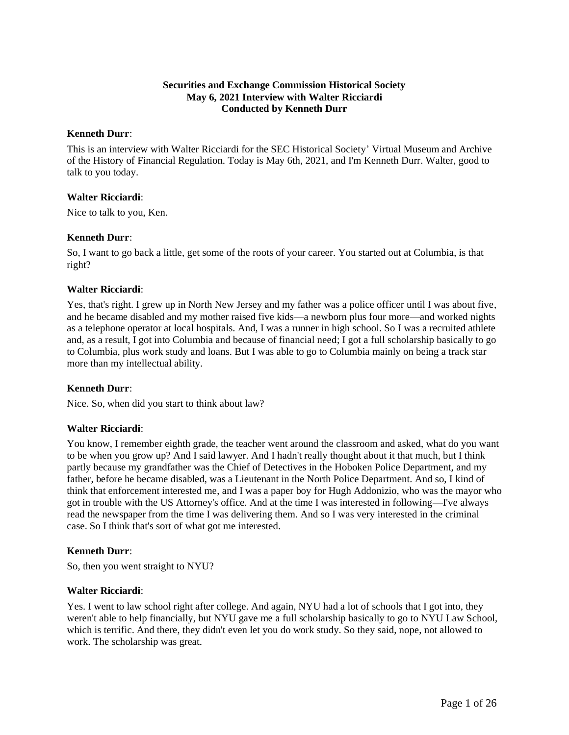**Securities and Exchange Commission Historical Society**
**May 6, 2021 Interview with Walter Ricciardi**
**Conducted by Kenneth Durr**

**Kenneth Durr**:

This is an interview with Walter Ricciardi for the SEC Historical Society' Virtual Museum and Archive of the History of Financial Regulation. Today is May 6th, 2021, and I'm Kenneth Durr. Walter, good to talk to you today.

**Walter Ricciardi**:

Nice to talk to you, Ken.

**Kenneth Durr**:

So, I want to go back a little, get some of the roots of your career. You started out at Columbia, is that right?

**Walter Ricciardi**:

Yes, that's right. I grew up in North New Jersey and my father was a police officer until I was about five, and he became disabled and my mother raised five kids—a newborn plus four more—and worked nights as a telephone operator at local hospitals. And, I was a runner in high school. So I was a recruited athlete and, as a result, I got into Columbia and because of financial need; I got a full scholarship basically to go to Columbia, plus work study and loans. But I was able to go to Columbia mainly on being a track star more than my intellectual ability.

**Kenneth Durr**:

Nice. So, when did you start to think about law?

**Walter Ricciardi**:

You know, I remember eighth grade, the teacher went around the classroom and asked, what do you want to be when you grow up? And I said lawyer. And I hadn't really thought about it that much, but I think partly because my grandfather was the Chief of Detectives in the Hoboken Police Department, and my father, before he became disabled, was a Lieutenant in the North Police Department. And so, I kind of think that enforcement interested me, and I was a paper boy for Hugh Addonizio, who was the mayor who got in trouble with the US Attorney's office. And at the time I was interested in following—I've always read the newspaper from the time I was delivering them. And so I was very interested in the criminal case. So I think that's sort of what got me interested.

**Kenneth Durr**:

So, then you went straight to NYU?

**Walter Ricciardi**:

Yes. I went to law school right after college. And again, NYU had a lot of schools that I got into, they weren't able to help financially, but NYU gave me a full scholarship basically to go to NYU Law School, which is terrific. And there, they didn't even let you do work study. So they said, nope, not allowed to work. The scholarship was great.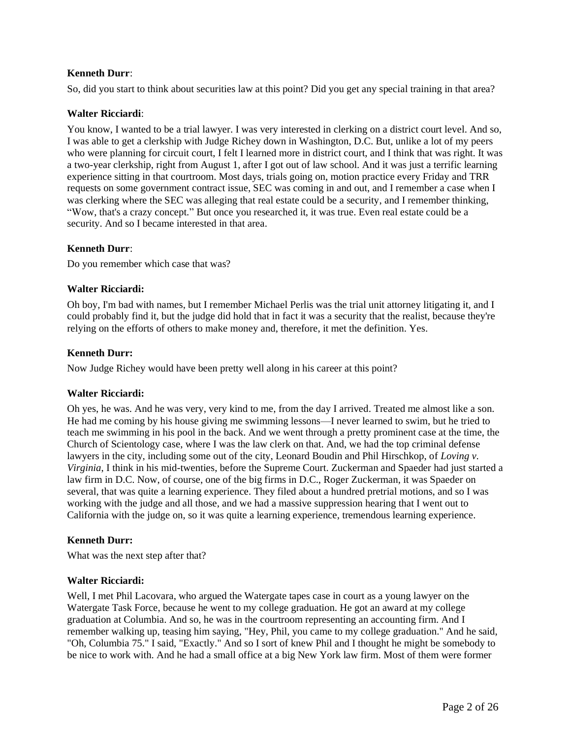**Kenneth Durr**:

So, did you start to think about securities law at this point? Did you get any special training in that area?

**Walter Ricciardi**:

You know, I wanted to be a trial lawyer. I was very interested in clerking on a district court level. And so, I was able to get a clerkship with Judge Richey down in Washington, D.C. But, unlike a lot of my peers who were planning for circuit court, I felt I learned more in district court, and I think that was right. It was a two-year clerkship, right from August 1, after I got out of law school. And it was just a terrific learning experience sitting in that courtroom. Most days, trials going on, motion practice every Friday and TRR requests on some government contract issue, SEC was coming in and out, and I remember a case when I was clerking where the SEC was alleging that real estate could be a security, and I remember thinking, "Wow, that's a crazy concept." But once you researched it, it was true. Even real estate could be a security. And so I became interested in that area.

**Kenneth Durr**:

Do you remember which case that was?

**Walter Ricciardi:**

Oh boy, I'm bad with names, but I remember Michael Perlis was the trial unit attorney litigating it, and I could probably find it, but the judge did hold that in fact it was a security that the realist, because they're relying on the efforts of others to make money and, therefore, it met the definition. Yes.

**Kenneth Durr:**

Now Judge Richey would have been pretty well along in his career at this point?

**Walter Ricciardi:**

Oh yes, he was. And he was very, very kind to me, from the day I arrived. Treated me almost like a son. He had me coming by his house giving me swimming lessons—I never learned to swim, but he tried to teach me swimming in his pool in the back. And we went through a pretty prominent case at the time, the Church of Scientology case, where I was the law clerk on that. And, we had the top criminal defense lawyers in the city, including some out of the city, Leonard Boudin and Phil Hirschkop, of *Loving v. Virginia*, I think in his mid-twenties, before the Supreme Court. Zuckerman and Spaeder had just started a law firm in D.C. Now, of course, one of the big firms in D.C., Roger Zuckerman, it was Spaeder on several, that was quite a learning experience. They filed about a hundred pretrial motions, and so I was working with the judge and all those, and we had a massive suppression hearing that I went out to California with the judge on, so it was quite a learning experience, tremendous learning experience.

**Kenneth Durr:**

What was the next step after that?

**Walter Ricciardi:**

Well, I met Phil Lacovara, who argued the Watergate tapes case in court as a young lawyer on the Watergate Task Force, because he went to my college graduation. He got an award at my college graduation at Columbia. And so, he was in the courtroom representing an accounting firm. And I remember walking up, teasing him saying, "Hey, Phil, you came to my college graduation." And he said, "Oh, Columbia 75." I said, "Exactly." And so I sort of knew Phil and I thought he might be somebody to be nice to work with. And he had a small office at a big New York law firm. Most of them were former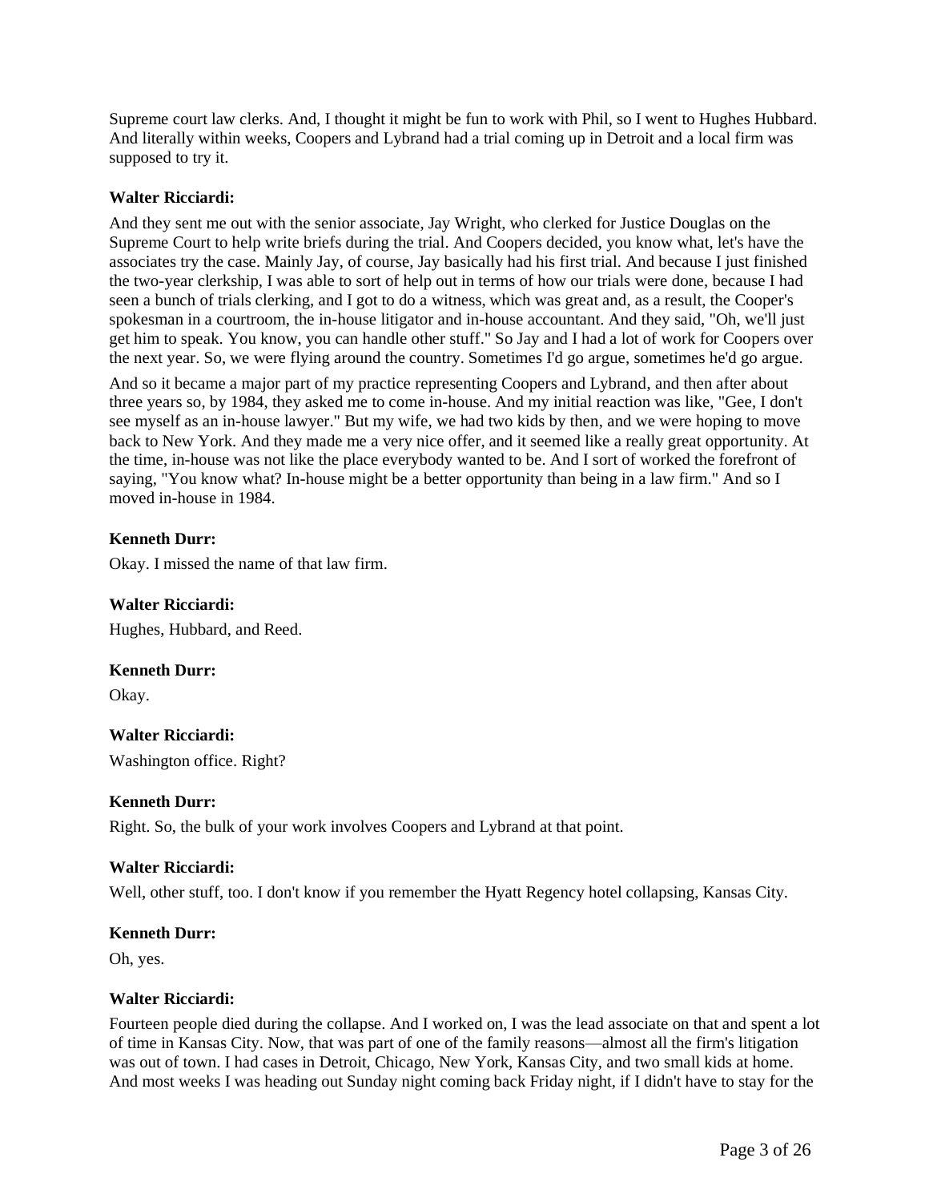Supreme court law clerks. And, I thought it might be fun to work with Phil, so I went to Hughes Hubbard. And literally within weeks, Coopers and Lybrand had a trial coming up in Detroit and a local firm was supposed to try it.

**Walter Ricciardi:**

And they sent me out with the senior associate, Jay Wright, who clerked for Justice Douglas on the Supreme Court to help write briefs during the trial. And Coopers decided, you know what, let's have the associates try the case. Mainly Jay, of course, Jay basically had his first trial. And because I just finished the two-year clerkship, I was able to sort of help out in terms of how our trials were done, because I had seen a bunch of trials clerking, and I got to do a witness, which was great and, as a result, the Cooper's spokesman in a courtroom, the in-house litigator and in-house accountant. And they said, "Oh, we'll just get him to speak. You know, you can handle other stuff." So Jay and I had a lot of work for Coopers over the next year. So, we were flying around the country. Sometimes I'd go argue, sometimes he'd go argue.

And so it became a major part of my practice representing Coopers and Lybrand, and then after about three years so, by 1984, they asked me to come in-house. And my initial reaction was like, "Gee, I don't see myself as an in-house lawyer." But my wife, we had two kids by then, and we were hoping to move back to New York. And they made me a very nice offer, and it seemed like a really great opportunity. At the time, in-house was not like the place everybody wanted to be. And I sort of worked the forefront of saying, "You know what? In-house might be a better opportunity than being in a law firm." And so I moved in-house in 1984.

**Kenneth Durr:**

Okay. I missed the name of that law firm.

**Walter Ricciardi:**

Hughes, Hubbard, and Reed.

**Kenneth Durr:**

Okay.

**Walter Ricciardi:**

Washington office. Right?

**Kenneth Durr:**

Right. So, the bulk of your work involves Coopers and Lybrand at that point.

**Walter Ricciardi:**

Well, other stuff, too. I don't know if you remember the Hyatt Regency hotel collapsing, Kansas City.

**Kenneth Durr:**

Oh, yes.

**Walter Ricciardi:**

Fourteen people died during the collapse. And I worked on, I was the lead associate on that and spent a lot of time in Kansas City. Now, that was part of one of the family reasons—almost all the firm's litigation was out of town. I had cases in Detroit, Chicago, New York, Kansas City, and two small kids at home. And most weeks I was heading out Sunday night coming back Friday night, if I didn't have to stay for the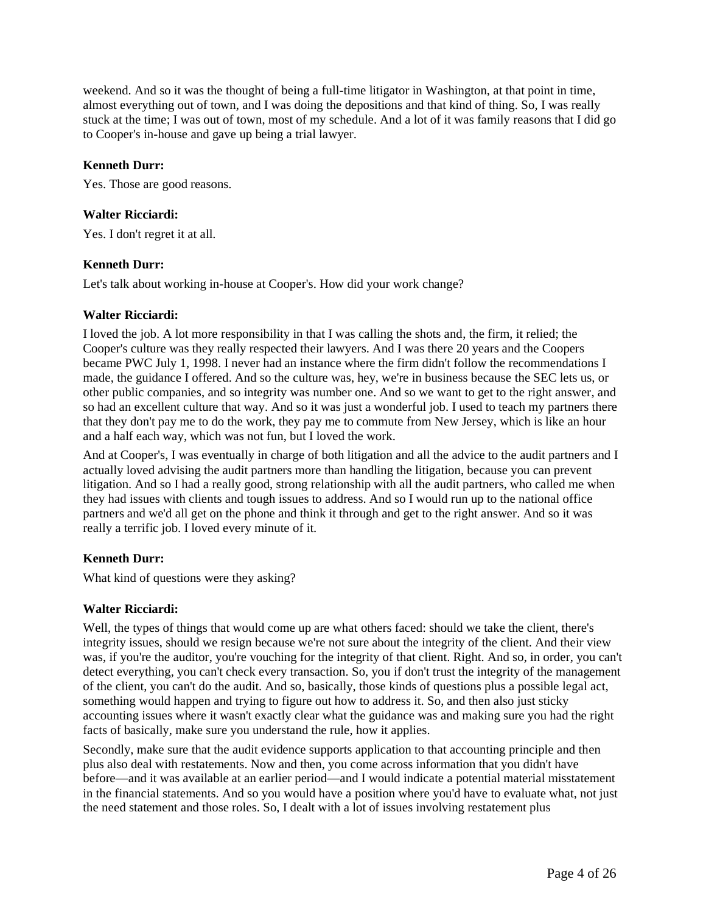weekend. And so it was the thought of being a full-time litigator in Washington, at that point in time, almost everything out of town, and I was doing the depositions and that kind of thing. So, I was really stuck at the time; I was out of town, most of my schedule. And a lot of it was family reasons that I did go to Cooper's in-house and gave up being a trial lawyer.

**Kenneth Durr:**

Yes. Those are good reasons.

**Walter Ricciardi:**

Yes. I don't regret it at all.

**Kenneth Durr:**

Let's talk about working in-house at Cooper's. How did your work change?

**Walter Ricciardi:**

I loved the job. A lot more responsibility in that I was calling the shots and, the firm, it relied; the Cooper's culture was they really respected their lawyers. And I was there 20 years and the Coopers became PWC July 1, 1998. I never had an instance where the firm didn't follow the recommendations I made, the guidance I offered. And so the culture was, hey, we're in business because the SEC lets us, or other public companies, and so integrity was number one. And so we want to get to the right answer, and so had an excellent culture that way. And so it was just a wonderful job. I used to teach my partners there that they don't pay me to do the work, they pay me to commute from New Jersey, which is like an hour and a half each way, which was not fun, but I loved the work.

And at Cooper's, I was eventually in charge of both litigation and all the advice to the audit partners and I actually loved advising the audit partners more than handling the litigation, because you can prevent litigation. And so I had a really good, strong relationship with all the audit partners, who called me when they had issues with clients and tough issues to address. And so I would run up to the national office partners and we'd all get on the phone and think it through and get to the right answer. And so it was really a terrific job. I loved every minute of it.

**Kenneth Durr:**

What kind of questions were they asking?

**Walter Ricciardi:**

Well, the types of things that would come up are what others faced: should we take the client, there's integrity issues, should we resign because we're not sure about the integrity of the client. And their view was, if you're the auditor, you're vouching for the integrity of that client. Right. And so, in order, you can't detect everything, you can't check every transaction. So, you if don't trust the integrity of the management of the client, you can't do the audit. And so, basically, those kinds of questions plus a possible legal act, something would happen and trying to figure out how to address it. So, and then also just sticky accounting issues where it wasn't exactly clear what the guidance was and making sure you had the right facts of basically, make sure you understand the rule, how it applies.

Secondly, make sure that the audit evidence supports application to that accounting principle and then plus also deal with restatements. Now and then, you come across information that you didn't have before—and it was available at an earlier period—and I would indicate a potential material misstatement in the financial statements. And so you would have a position where you'd have to evaluate what, not just the need statement and those roles. So, I dealt with a lot of issues involving restatement plus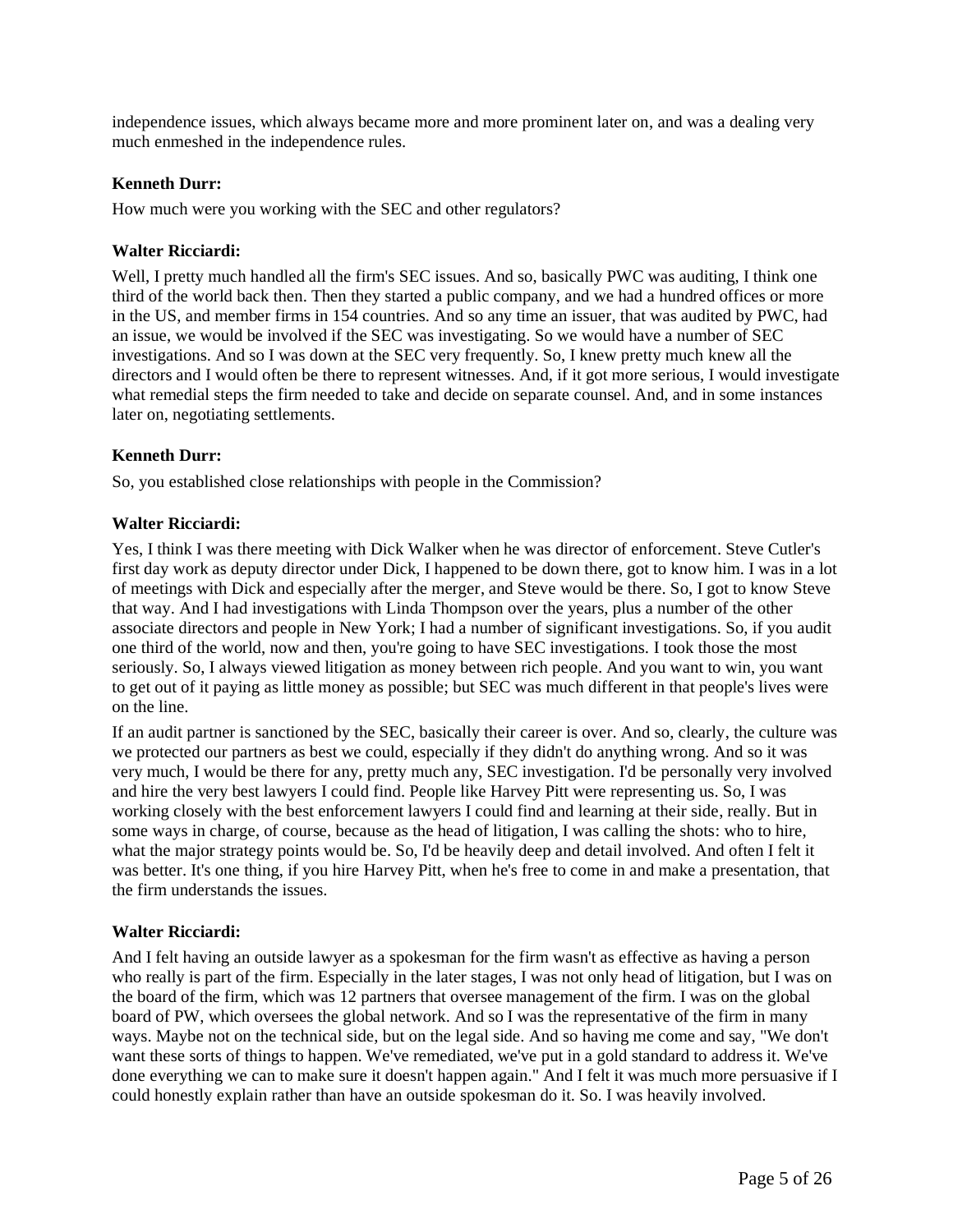independence issues, which always became more and more prominent later on, and was a dealing very much enmeshed in the independence rules.

**Kenneth Durr:**

How much were you working with the SEC and other regulators?

**Walter Ricciardi:**

Well, I pretty much handled all the firm's SEC issues. And so, basically PWC was auditing, I think one third of the world back then. Then they started a public company, and we had a hundred offices or more in the US, and member firms in 154 countries. And so any time an issuer, that was audited by PWC, had an issue, we would be involved if the SEC was investigating. So we would have a number of SEC investigations. And so I was down at the SEC very frequently. So, I knew pretty much knew all the directors and I would often be there to represent witnesses. And, if it got more serious, I would investigate what remedial steps the firm needed to take and decide on separate counsel. And, and in some instances later on, negotiating settlements.

**Kenneth Durr:**

So, you established close relationships with people in the Commission?

**Walter Ricciardi:**

Yes, I think I was there meeting with Dick Walker when he was director of enforcement. Steve Cutler's first day work as deputy director under Dick, I happened to be down there, got to know him. I was in a lot of meetings with Dick and especially after the merger, and Steve would be there. So, I got to know Steve that way. And I had investigations with Linda Thompson over the years, plus a number of the other associate directors and people in New York; I had a number of significant investigations. So, if you audit one third of the world, now and then, you're going to have SEC investigations. I took those the most seriously. So, I always viewed litigation as money between rich people. And you want to win, you want to get out of it paying as little money as possible; but SEC was much different in that people's lives were on the line.

If an audit partner is sanctioned by the SEC, basically their career is over. And so, clearly, the culture was we protected our partners as best we could, especially if they didn't do anything wrong. And so it was very much, I would be there for any, pretty much any, SEC investigation. I'd be personally very involved and hire the very best lawyers I could find. People like Harvey Pitt were representing us. So, I was working closely with the best enforcement lawyers I could find and learning at their side, really. But in some ways in charge, of course, because as the head of litigation, I was calling the shots: who to hire, what the major strategy points would be. So, I'd be heavily deep and detail involved. And often I felt it was better. It's one thing, if you hire Harvey Pitt, when he's free to come in and make a presentation, that the firm understands the issues.

**Walter Ricciardi:**

And I felt having an outside lawyer as a spokesman for the firm wasn't as effective as having a person who really is part of the firm. Especially in the later stages, I was not only head of litigation, but I was on the board of the firm, which was 12 partners that oversee management of the firm. I was on the global board of PW, which oversees the global network. And so I was the representative of the firm in many ways. Maybe not on the technical side, but on the legal side. And so having me come and say, "We don't want these sorts of things to happen. We've remediated, we've put in a gold standard to address it. We've done everything we can to make sure it doesn't happen again." And I felt it was much more persuasive if I could honestly explain rather than have an outside spokesman do it. So. I was heavily involved.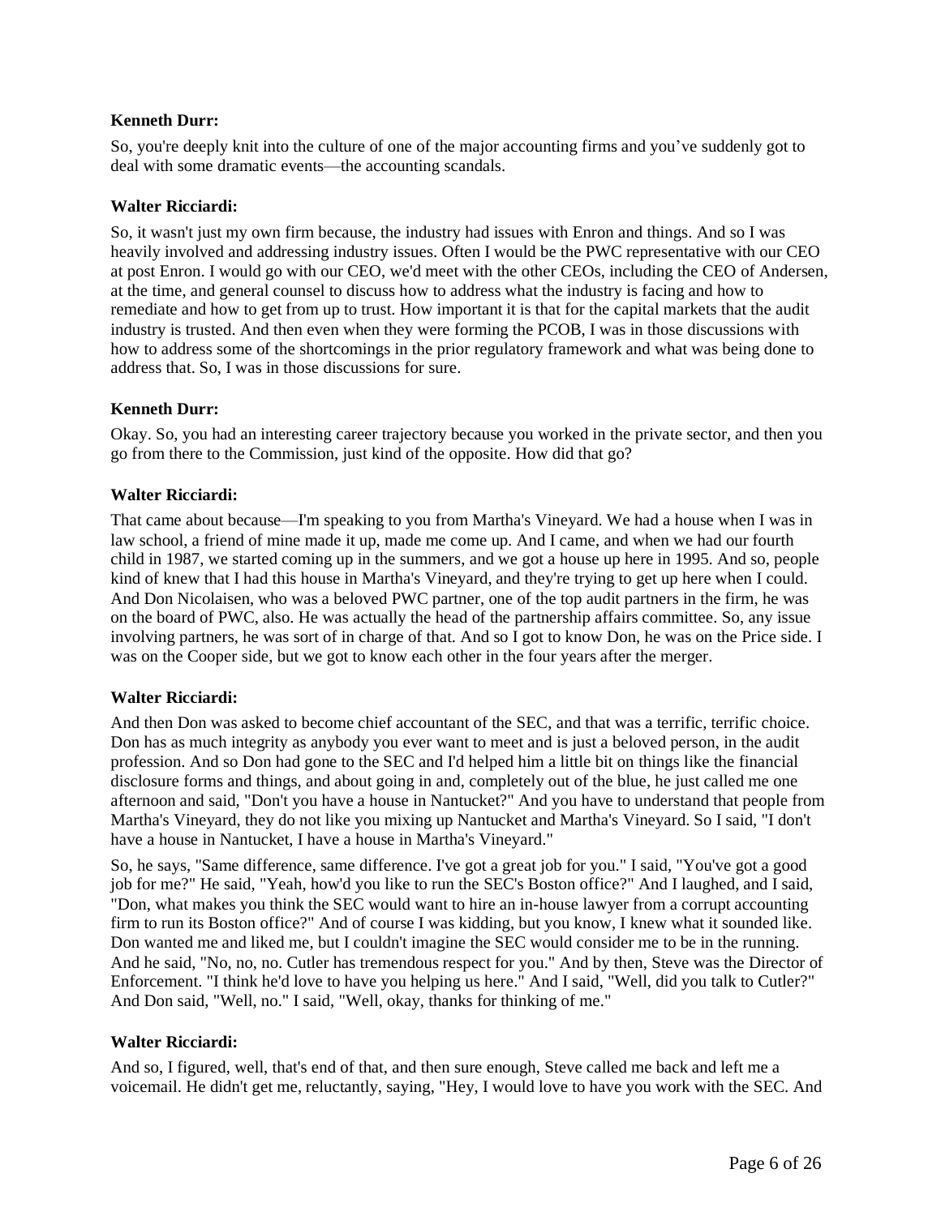**Kenneth Durr:**

So, you're deeply knit into the culture of one of the major accounting firms and you've suddenly got to deal with some dramatic events—the accounting scandals.

**Walter Ricciardi:**

So, it wasn't just my own firm because, the industry had issues with Enron and things. And so I was heavily involved and addressing industry issues. Often I would be the PWC representative with our CEO at post Enron. I would go with our CEO, we'd meet with the other CEOs, including the CEO of Andersen, at the time, and general counsel to discuss how to address what the industry is facing and how to remediate and how to get from up to trust. How important it is that for the capital markets that the audit industry is trusted. And then even when they were forming the PCOB, I was in those discussions with how to address some of the shortcomings in the prior regulatory framework and what was being done to address that. So, I was in those discussions for sure.

**Kenneth Durr:**

Okay. So, you had an interesting career trajectory because you worked in the private sector, and then you go from there to the Commission, just kind of the opposite. How did that go?

**Walter Ricciardi:**

That came about because—I'm speaking to you from Martha's Vineyard. We had a house when I was in law school, a friend of mine made it up, made me come up. And I came, and when we had our fourth child in 1987, we started coming up in the summers, and we got a house up here in 1995. And so, people kind of knew that I had this house in Martha's Vineyard, and they're trying to get up here when I could. And Don Nicolaisen, who was a beloved PWC partner, one of the top audit partners in the firm, he was on the board of PWC, also. He was actually the head of the partnership affairs committee. So, any issue involving partners, he was sort of in charge of that. And so I got to know Don, he was on the Price side. I was on the Cooper side, but we got to know each other in the four years after the merger.

**Walter Ricciardi:**

And then Don was asked to become chief accountant of the SEC, and that was a terrific, terrific choice. Don has as much integrity as anybody you ever want to meet and is just a beloved person, in the audit profession. And so Don had gone to the SEC and I'd helped him a little bit on things like the financial disclosure forms and things, and about going in and, completely out of the blue, he just called me one afternoon and said, "Don't you have a house in Nantucket?" And you have to understand that people from Martha's Vineyard, they do not like you mixing up Nantucket and Martha's Vineyard. So I said, "I don't have a house in Nantucket, I have a house in Martha's Vineyard."

So, he says, "Same difference, same difference. I've got a great job for you." I said, "You've got a good job for me?" He said, "Yeah, how'd you like to run the SEC's Boston office?" And I laughed, and I said, "Don, what makes you think the SEC would want to hire an in-house lawyer from a corrupt accounting firm to run its Boston office?" And of course I was kidding, but you know, I knew what it sounded like. Don wanted me and liked me, but I couldn't imagine the SEC would consider me to be in the running. And he said, "No, no, no. Cutler has tremendous respect for you." And by then, Steve was the Director of Enforcement. "I think he'd love to have you helping us here." And I said, "Well, did you talk to Cutler?" And Don said, "Well, no." I said, "Well, okay, thanks for thinking of me."

**Walter Ricciardi:**

And so, I figured, well, that's end of that, and then sure enough, Steve called me back and left me a voicemail. He didn't get me, reluctantly, saying, "Hey, I would love to have you work with the SEC. And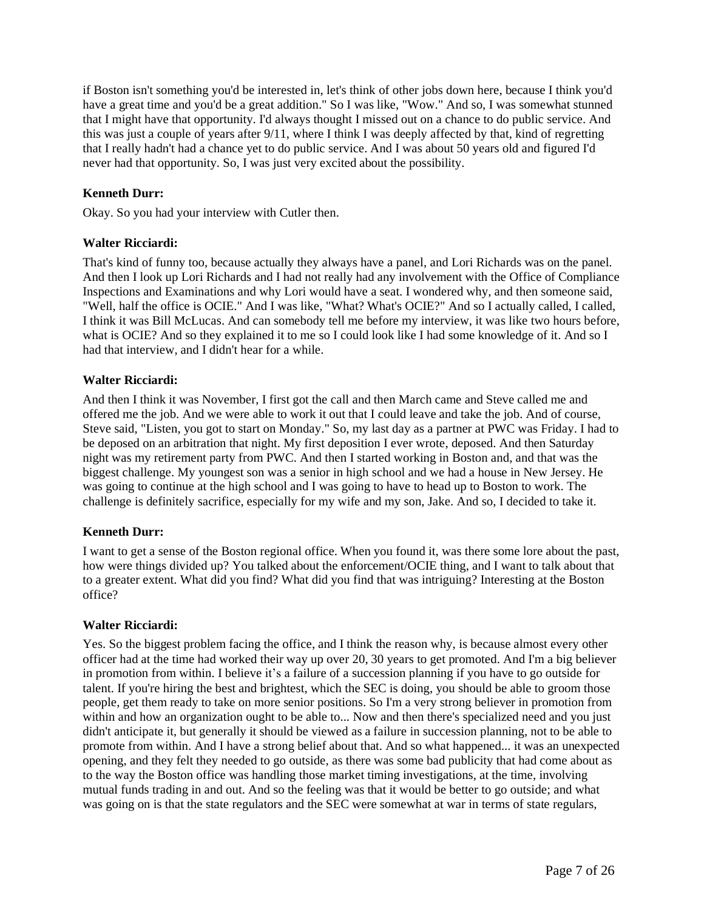if Boston isn't something you'd be interested in, let's think of other jobs down here, because I think you'd have a great time and you'd be a great addition." So I was like, "Wow." And so, I was somewhat stunned that I might have that opportunity. I'd always thought I missed out on a chance to do public service. And this was just a couple of years after 9/11, where I think I was deeply affected by that, kind of regretting that I really hadn't had a chance yet to do public service. And I was about 50 years old and figured I'd never had that opportunity. So, I was just very excited about the possibility.

**Kenneth Durr:**

Okay. So you had your interview with Cutler then.

**Walter Ricciardi:**

That's kind of funny too, because actually they always have a panel, and Lori Richards was on the panel. And then I look up Lori Richards and I had not really had any involvement with the Office of Compliance Inspections and Examinations and why Lori would have a seat. I wondered why, and then someone said, "Well, half the office is OCIE." And I was like, "What? What's OCIE?" And so I actually called, I called, I think it was Bill McLucas. And can somebody tell me before my interview, it was like two hours before, what is OCIE? And so they explained it to me so I could look like I had some knowledge of it. And so I had that interview, and I didn't hear for a while.

**Walter Ricciardi:**

And then I think it was November, I first got the call and then March came and Steve called me and offered me the job. And we were able to work it out that I could leave and take the job. And of course, Steve said, "Listen, you got to start on Monday." So, my last day as a partner at PWC was Friday. I had to be deposed on an arbitration that night. My first deposition I ever wrote, deposed. And then Saturday night was my retirement party from PWC. And then I started working in Boston and, and that was the biggest challenge. My youngest son was a senior in high school and we had a house in New Jersey. He was going to continue at the high school and I was going to have to head up to Boston to work. The challenge is definitely sacrifice, especially for my wife and my son, Jake. And so, I decided to take it.

**Kenneth Durr:**

I want to get a sense of the Boston regional office. When you found it, was there some lore about the past, how were things divided up? You talked about the enforcement/OCIE thing, and I want to talk about that to a greater extent. What did you find? What did you find that was intriguing? Interesting at the Boston office?

**Walter Ricciardi:**

Yes. So the biggest problem facing the office, and I think the reason why, is because almost every other officer had at the time had worked their way up over 20, 30 years to get promoted. And I'm a big believer in promotion from within. I believe it's a failure of a succession planning if you have to go outside for talent. If you're hiring the best and brightest, which the SEC is doing, you should be able to groom those people, get them ready to take on more senior positions. So I'm a very strong believer in promotion from within and how an organization ought to be able to... Now and then there's specialized need and you just didn't anticipate it, but generally it should be viewed as a failure in succession planning, not to be able to promote from within. And I have a strong belief about that. And so what happened... it was an unexpected opening, and they felt they needed to go outside, as there was some bad publicity that had come about as to the way the Boston office was handling those market timing investigations, at the time, involving mutual funds trading in and out. And so the feeling was that it would be better to go outside; and what was going on is that the state regulators and the SEC were somewhat at war in terms of state regulars,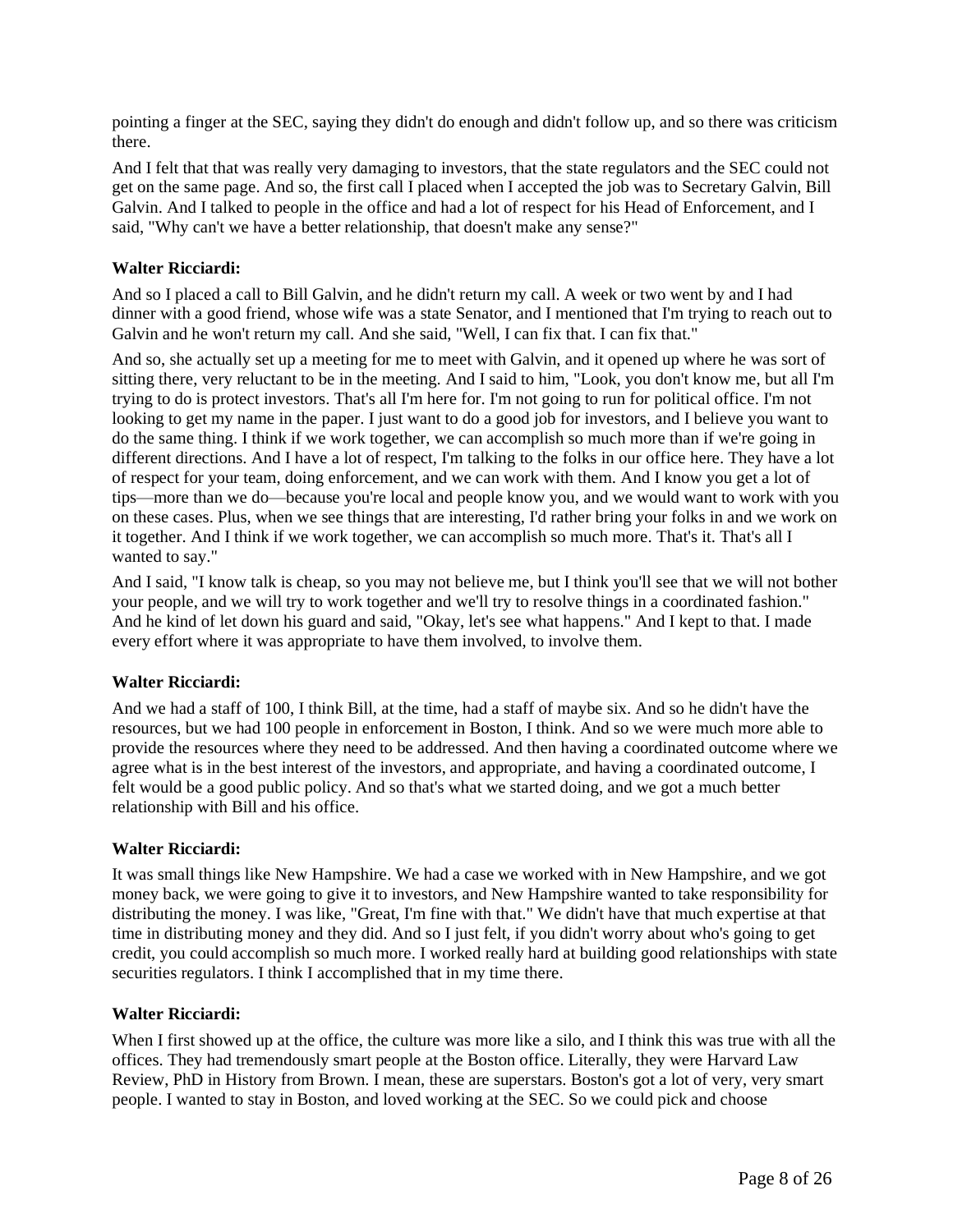pointing a finger at the SEC, saying they didn't do enough and didn't follow up, and so there was criticism there.

And I felt that that was really very damaging to investors, that the state regulators and the SEC could not get on the same page. And so, the first call I placed when I accepted the job was to Secretary Galvin, Bill Galvin. And I talked to people in the office and had a lot of respect for his Head of Enforcement, and I said, "Why can't we have a better relationship, that doesn't make any sense?"

**Walter Ricciardi:**

And so I placed a call to Bill Galvin, and he didn't return my call. A week or two went by and I had dinner with a good friend, whose wife was a state Senator, and I mentioned that I'm trying to reach out to Galvin and he won't return my call. And she said, "Well, I can fix that. I can fix that."

And so, she actually set up a meeting for me to meet with Galvin, and it opened up where he was sort of sitting there, very reluctant to be in the meeting. And I said to him, "Look, you don't know me, but all I'm trying to do is protect investors. That's all I'm here for. I'm not going to run for political office. I'm not looking to get my name in the paper. I just want to do a good job for investors, and I believe you want to do the same thing. I think if we work together, we can accomplish so much more than if we're going in different directions. And I have a lot of respect, I'm talking to the folks in our office here. They have a lot of respect for your team, doing enforcement, and we can work with them. And I know you get a lot of tips—more than we do—because you're local and people know you, and we would want to work with you on these cases. Plus, when we see things that are interesting, I'd rather bring your folks in and we work on it together. And I think if we work together, we can accomplish so much more. That's it. That's all I wanted to say."

And I said, "I know talk is cheap, so you may not believe me, but I think you'll see that we will not bother your people, and we will try to work together and we'll try to resolve things in a coordinated fashion." And he kind of let down his guard and said, "Okay, let's see what happens." And I kept to that. I made every effort where it was appropriate to have them involved, to involve them.

**Walter Ricciardi:**

And we had a staff of 100, I think Bill, at the time, had a staff of maybe six. And so he didn't have the resources, but we had 100 people in enforcement in Boston, I think. And so we were much more able to provide the resources where they need to be addressed. And then having a coordinated outcome where we agree what is in the best interest of the investors, and appropriate, and having a coordinated outcome, I felt would be a good public policy. And so that's what we started doing, and we got a much better relationship with Bill and his office.

**Walter Ricciardi:**

It was small things like New Hampshire. We had a case we worked with in New Hampshire, and we got money back, we were going to give it to investors, and New Hampshire wanted to take responsibility for distributing the money. I was like, "Great, I'm fine with that." We didn't have that much expertise at that time in distributing money and they did. And so I just felt, if you didn't worry about who's going to get credit, you could accomplish so much more. I worked really hard at building good relationships with state securities regulators. I think I accomplished that in my time there.

**Walter Ricciardi:**

When I first showed up at the office, the culture was more like a silo, and I think this was true with all the offices. They had tremendously smart people at the Boston office. Literally, they were Harvard Law Review, PhD in History from Brown. I mean, these are superstars. Boston's got a lot of very, very smart people. I wanted to stay in Boston, and loved working at the SEC. So we could pick and choose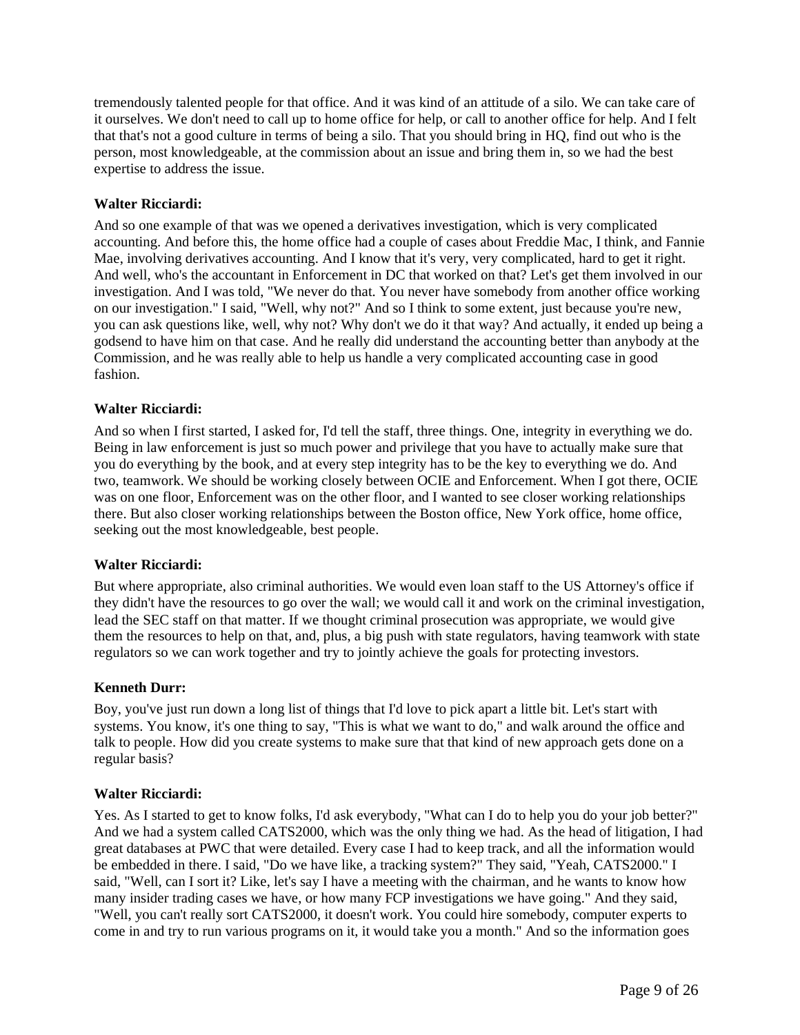tremendously talented people for that office. And it was kind of an attitude of a silo. We can take care of it ourselves. We don't need to call up to home office for help, or call to another office for help. And I felt that that's not a good culture in terms of being a silo. That you should bring in HQ, find out who is the person, most knowledgeable, at the commission about an issue and bring them in, so we had the best expertise to address the issue.

**Walter Ricciardi:**

And so one example of that was we opened a derivatives investigation, which is very complicated accounting. And before this, the home office had a couple of cases about Freddie Mac, I think, and Fannie Mae, involving derivatives accounting. And I know that it's very, very complicated, hard to get it right. And well, who's the accountant in Enforcement in DC that worked on that? Let's get them involved in our investigation. And I was told, "We never do that. You never have somebody from another office working on our investigation." I said, "Well, why not?" And so I think to some extent, just because you're new, you can ask questions like, well, why not? Why don't we do it that way? And actually, it ended up being a godsend to have him on that case. And he really did understand the accounting better than anybody at the Commission, and he was really able to help us handle a very complicated accounting case in good fashion.

**Walter Ricciardi:**

And so when I first started, I asked for, I'd tell the staff, three things. One, integrity in everything we do. Being in law enforcement is just so much power and privilege that you have to actually make sure that you do everything by the book, and at every step integrity has to be the key to everything we do. And two, teamwork. We should be working closely between OCIE and Enforcement. When I got there, OCIE was on one floor, Enforcement was on the other floor, and I wanted to see closer working relationships there. But also closer working relationships between the Boston office, New York office, home office, seeking out the most knowledgeable, best people.

**Walter Ricciardi:**

But where appropriate, also criminal authorities. We would even loan staff to the US Attorney's office if they didn't have the resources to go over the wall; we would call it and work on the criminal investigation, lead the SEC staff on that matter. If we thought criminal prosecution was appropriate, we would give them the resources to help on that, and, plus, a big push with state regulators, having teamwork with state regulators so we can work together and try to jointly achieve the goals for protecting investors.

**Kenneth Durr:**

Boy, you've just run down a long list of things that I'd love to pick apart a little bit. Let's start with systems. You know, it's one thing to say, "This is what we want to do," and walk around the office and talk to people. How did you create systems to make sure that that kind of new approach gets done on a regular basis?

**Walter Ricciardi:**

Yes. As I started to get to know folks, I'd ask everybody, "What can I do to help you do your job better?" And we had a system called CATS2000, which was the only thing we had. As the head of litigation, I had great databases at PWC that were detailed. Every case I had to keep track, and all the information would be embedded in there. I said, "Do we have like, a tracking system?" They said, "Yeah, CATS2000." I said, "Well, can I sort it? Like, let's say I have a meeting with the chairman, and he wants to know how many insider trading cases we have, or how many FCP investigations we have going." And they said, "Well, you can't really sort CATS2000, it doesn't work. You could hire somebody, computer experts to come in and try to run various programs on it, it would take you a month." And so the information goes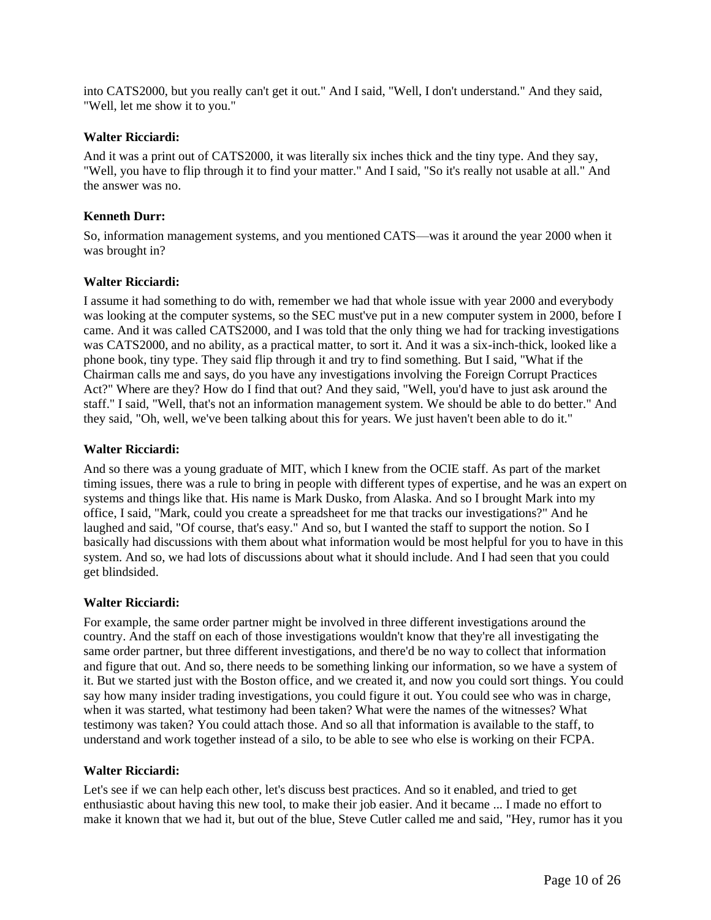into CATS2000, but you really can't get it out." And I said, "Well, I don't understand." And they said, "Well, let me show it to you."

**Walter Ricciardi:**

And it was a print out of CATS2000, it was literally six inches thick and the tiny type. And they say, "Well, you have to flip through it to find your matter." And I said, "So it's really not usable at all." And the answer was no.

**Kenneth Durr:**

So, information management systems, and you mentioned CATS—was it around the year 2000 when it was brought in?

**Walter Ricciardi:**

I assume it had something to do with, remember we had that whole issue with year 2000 and everybody was looking at the computer systems, so the SEC must've put in a new computer system in 2000, before I came. And it was called CATS2000, and I was told that the only thing we had for tracking investigations was CATS2000, and no ability, as a practical matter, to sort it. And it was a six-inch-thick, looked like a phone book, tiny type. They said flip through it and try to find something. But I said, "What if the Chairman calls me and says, do you have any investigations involving the Foreign Corrupt Practices Act?" Where are they? How do I find that out? And they said, "Well, you'd have to just ask around the staff." I said, "Well, that's not an information management system. We should be able to do better." And they said, "Oh, well, we've been talking about this for years. We just haven't been able to do it."

**Walter Ricciardi:**

And so there was a young graduate of MIT, which I knew from the OCIE staff. As part of the market timing issues, there was a rule to bring in people with different types of expertise, and he was an expert on systems and things like that. His name is Mark Dusko, from Alaska. And so I brought Mark into my office, I said, "Mark, could you create a spreadsheet for me that tracks our investigations?" And he laughed and said, "Of course, that's easy." And so, but I wanted the staff to support the notion. So I basically had discussions with them about what information would be most helpful for you to have in this system. And so, we had lots of discussions about what it should include. And I had seen that you could get blindsided.

**Walter Ricciardi:**

For example, the same order partner might be involved in three different investigations around the country. And the staff on each of those investigations wouldn't know that they're all investigating the same order partner, but three different investigations, and there'd be no way to collect that information and figure that out. And so, there needs to be something linking our information, so we have a system of it. But we started just with the Boston office, and we created it, and now you could sort things. You could say how many insider trading investigations, you could figure it out. You could see who was in charge, when it was started, what testimony had been taken? What were the names of the witnesses? What testimony was taken? You could attach those. And so all that information is available to the staff, to understand and work together instead of a silo, to be able to see who else is working on their FCPA.

**Walter Ricciardi:**

Let's see if we can help each other, let's discuss best practices. And so it enabled, and tried to get enthusiastic about having this new tool, to make their job easier. And it became ... I made no effort to make it known that we had it, but out of the blue, Steve Cutler called me and said, "Hey, rumor has it you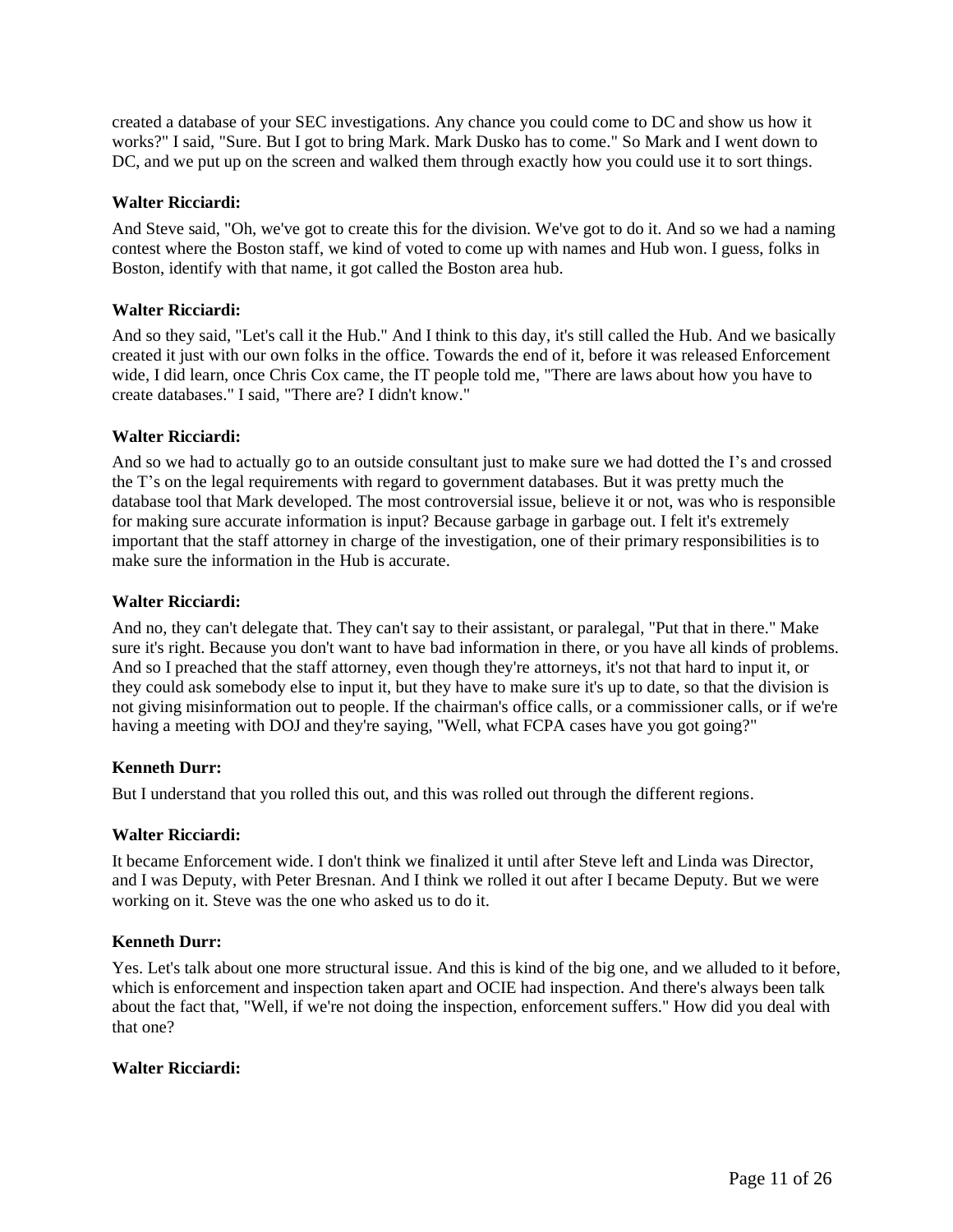created a database of your SEC investigations. Any chance you could come to DC and show us how it works?" I said, "Sure. But I got to bring Mark. Mark Dusko has to come." So Mark and I went down to DC, and we put up on the screen and walked them through exactly how you could use it to sort things.

**Walter Ricciardi:**

And Steve said, "Oh, we've got to create this for the division. We've got to do it. And so we had a naming contest where the Boston staff, we kind of voted to come up with names and Hub won. I guess, folks in Boston, identify with that name, it got called the Boston area hub.

**Walter Ricciardi:**

And so they said, "Let's call it the Hub." And I think to this day, it's still called the Hub. And we basically created it just with our own folks in the office. Towards the end of it, before it was released Enforcement wide, I did learn, once Chris Cox came, the IT people told me, "There are laws about how you have to create databases." I said, "There are? I didn't know."

**Walter Ricciardi:**

And so we had to actually go to an outside consultant just to make sure we had dotted the I's and crossed the T's on the legal requirements with regard to government databases. But it was pretty much the database tool that Mark developed. The most controversial issue, believe it or not, was who is responsible for making sure accurate information is input? Because garbage in garbage out. I felt it's extremely important that the staff attorney in charge of the investigation, one of their primary responsibilities is to make sure the information in the Hub is accurate.

**Walter Ricciardi:**

And no, they can't delegate that. They can't say to their assistant, or paralegal, "Put that in there." Make sure it's right. Because you don't want to have bad information in there, or you have all kinds of problems. And so I preached that the staff attorney, even though they're attorneys, it's not that hard to input it, or they could ask somebody else to input it, but they have to make sure it's up to date, so that the division is not giving misinformation out to people. If the chairman's office calls, or a commissioner calls, or if we're having a meeting with DOJ and they're saying, "Well, what FCPA cases have you got going?"

**Kenneth Durr:**

But I understand that you rolled this out, and this was rolled out through the different regions.

**Walter Ricciardi:**

It became Enforcement wide. I don't think we finalized it until after Steve left and Linda was Director, and I was Deputy, with Peter Bresnan. And I think we rolled it out after I became Deputy. But we were working on it. Steve was the one who asked us to do it.

**Kenneth Durr:**

Yes. Let's talk about one more structural issue. And this is kind of the big one, and we alluded to it before, which is enforcement and inspection taken apart and OCIE had inspection. And there's always been talk about the fact that, "Well, if we're not doing the inspection, enforcement suffers." How did you deal with that one?

**Walter Ricciardi:**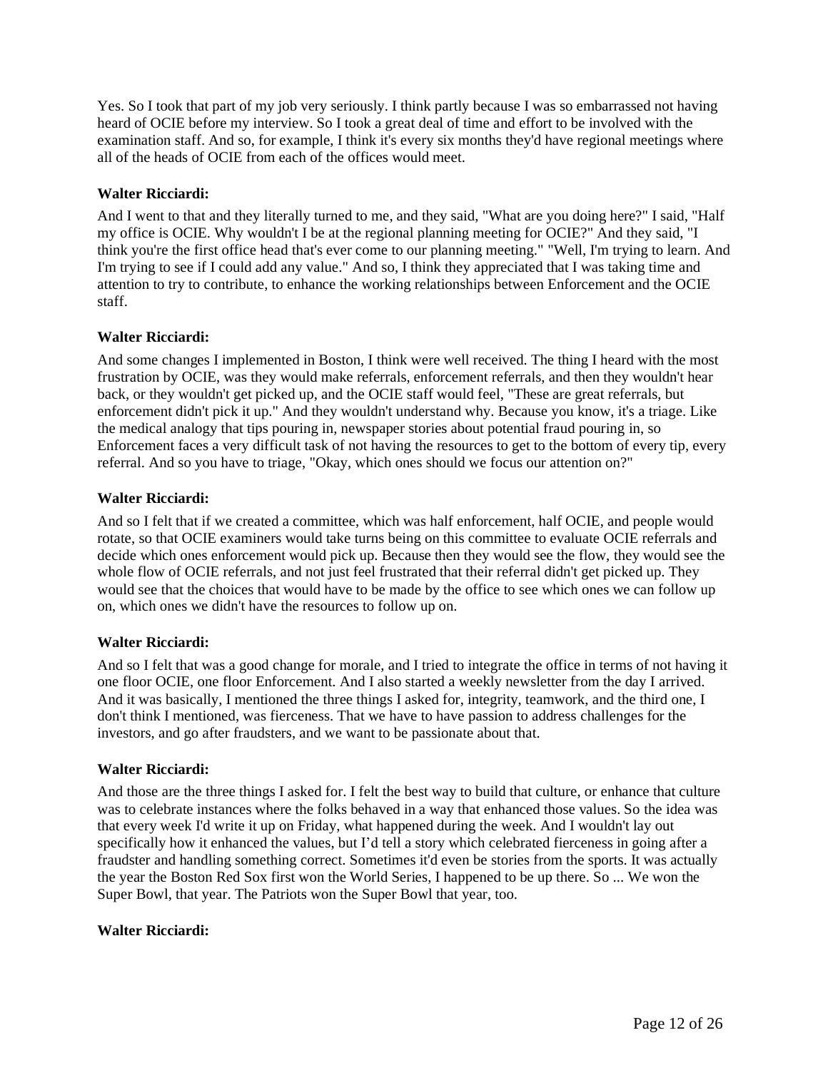Yes. So I took that part of my job very seriously. I think partly because I was so embarrassed not having heard of OCIE before my interview. So I took a great deal of time and effort to be involved with the examination staff. And so, for example, I think it's every six months they'd have regional meetings where all of the heads of OCIE from each of the offices would meet.

**Walter Ricciardi:**

And I went to that and they literally turned to me, and they said, "What are you doing here?" I said, "Half my office is OCIE. Why wouldn't I be at the regional planning meeting for OCIE?" And they said, "I think you're the first office head that's ever come to our planning meeting." "Well, I'm trying to learn. And I'm trying to see if I could add any value." And so, I think they appreciated that I was taking time and attention to try to contribute, to enhance the working relationships between Enforcement and the OCIE staff.

**Walter Ricciardi:**

And some changes I implemented in Boston, I think were well received. The thing I heard with the most frustration by OCIE, was they would make referrals, enforcement referrals, and then they wouldn't hear back, or they wouldn't get picked up, and the OCIE staff would feel, "These are great referrals, but enforcement didn't pick it up." And they wouldn't understand why. Because you know, it's a triage. Like the medical analogy that tips pouring in, newspaper stories about potential fraud pouring in, so Enforcement faces a very difficult task of not having the resources to get to the bottom of every tip, every referral. And so you have to triage, "Okay, which ones should we focus our attention on?"

**Walter Ricciardi:**

And so I felt that if we created a committee, which was half enforcement, half OCIE, and people would rotate, so that OCIE examiners would take turns being on this committee to evaluate OCIE referrals and decide which ones enforcement would pick up. Because then they would see the flow, they would see the whole flow of OCIE referrals, and not just feel frustrated that their referral didn't get picked up. They would see that the choices that would have to be made by the office to see which ones we can follow up on, which ones we didn't have the resources to follow up on.

**Walter Ricciardi:**

And so I felt that was a good change for morale, and I tried to integrate the office in terms of not having it one floor OCIE, one floor Enforcement. And I also started a weekly newsletter from the day I arrived. And it was basically, I mentioned the three things I asked for, integrity, teamwork, and the third one, I don't think I mentioned, was fierceness. That we have to have passion to address challenges for the investors, and go after fraudsters, and we want to be passionate about that.

**Walter Ricciardi:**

And those are the three things I asked for. I felt the best way to build that culture, or enhance that culture was to celebrate instances where the folks behaved in a way that enhanced those values. So the idea was that every week I'd write it up on Friday, what happened during the week. And I wouldn't lay out specifically how it enhanced the values, but I'd tell a story which celebrated fierceness in going after a fraudster and handling something correct. Sometimes it'd even be stories from the sports. It was actually the year the Boston Red Sox first won the World Series, I happened to be up there. So ... We won the Super Bowl, that year. The Patriots won the Super Bowl that year, too.

**Walter Ricciardi:**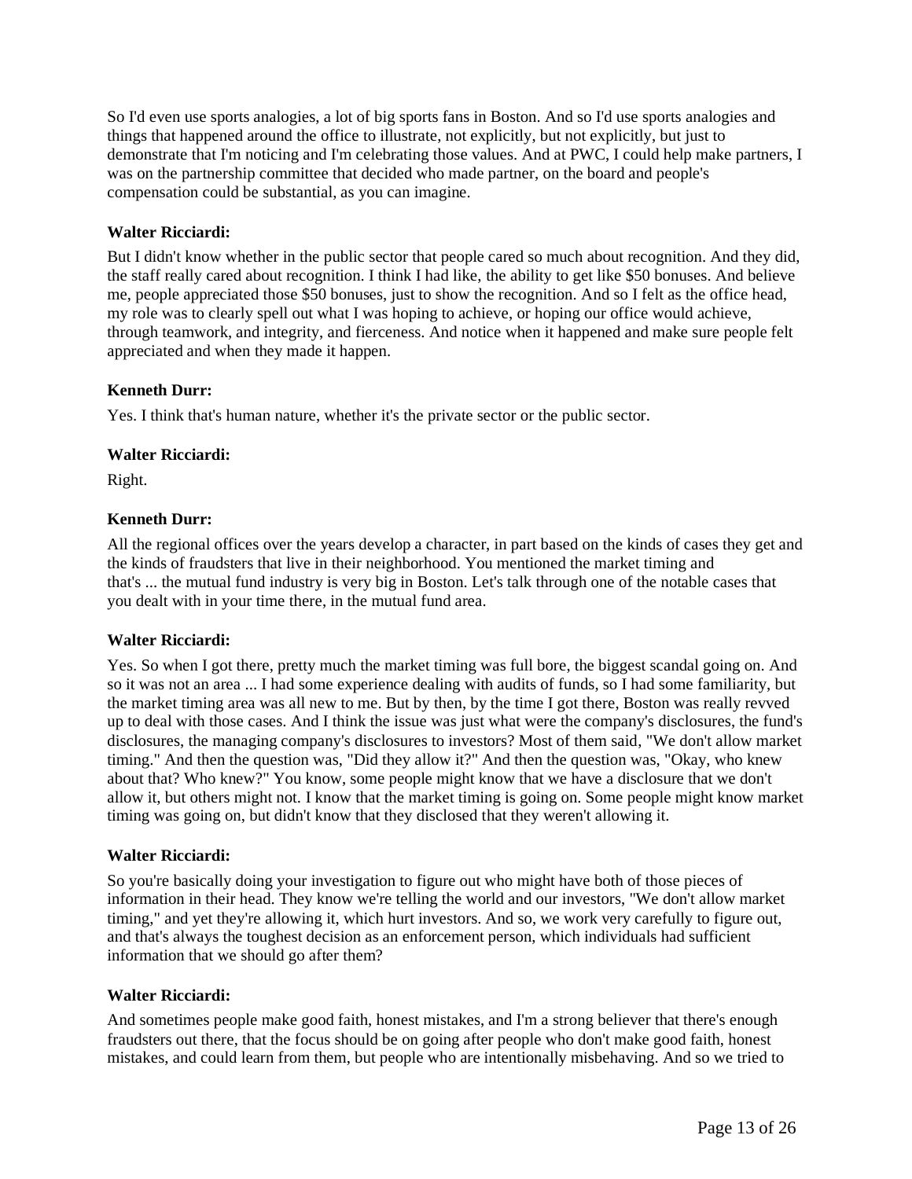So I'd even use sports analogies, a lot of big sports fans in Boston. And so I'd use sports analogies and things that happened around the office to illustrate, not explicitly, but not explicitly, but just to demonstrate that I'm noticing and I'm celebrating those values. And at PWC, I could help make partners, I was on the partnership committee that decided who made partner, on the board and people's compensation could be substantial, as you can imagine.

**Walter Ricciardi:**

But I didn't know whether in the public sector that people cared so much about recognition. And they did, the staff really cared about recognition. I think I had like, the ability to get like $50 bonuses. And believe me, people appreciated those $50 bonuses, just to show the recognition. And so I felt as the office head, my role was to clearly spell out what I was hoping to achieve, or hoping our office would achieve, through teamwork, and integrity, and fierceness. And notice when it happened and make sure people felt appreciated and when they made it happen.

**Kenneth Durr:**

Yes. I think that's human nature, whether it's the private sector or the public sector.

**Walter Ricciardi:**

Right.

**Kenneth Durr:**

All the regional offices over the years develop a character, in part based on the kinds of cases they get and the kinds of fraudsters that live in their neighborhood. You mentioned the market timing and that's ... the mutual fund industry is very big in Boston. Let's talk through one of the notable cases that you dealt with in your time there, in the mutual fund area.

**Walter Ricciardi:**

Yes. So when I got there, pretty much the market timing was full bore, the biggest scandal going on. And so it was not an area ... I had some experience dealing with audits of funds, so I had some familiarity, but the market timing area was all new to me. But by then, by the time I got there, Boston was really revved up to deal with those cases. And I think the issue was just what were the company's disclosures, the fund's disclosures, the managing company's disclosures to investors? Most of them said, "We don't allow market timing." And then the question was, "Did they allow it?" And then the question was, "Okay, who knew about that? Who knew?" You know, some people might know that we have a disclosure that we don't allow it, but others might not. I know that the market timing is going on. Some people might know market timing was going on, but didn't know that they disclosed that they weren't allowing it.

**Walter Ricciardi:**

So you're basically doing your investigation to figure out who might have both of those pieces of information in their head. They know we're telling the world and our investors, "We don't allow market timing," and yet they're allowing it, which hurt investors. And so, we work very carefully to figure out, and that's always the toughest decision as an enforcement person, which individuals had sufficient information that we should go after them?

**Walter Ricciardi:**

And sometimes people make good faith, honest mistakes, and I'm a strong believer that there's enough fraudsters out there, that the focus should be on going after people who don't make good faith, honest mistakes, and could learn from them, but people who are intentionally misbehaving. And so we tried to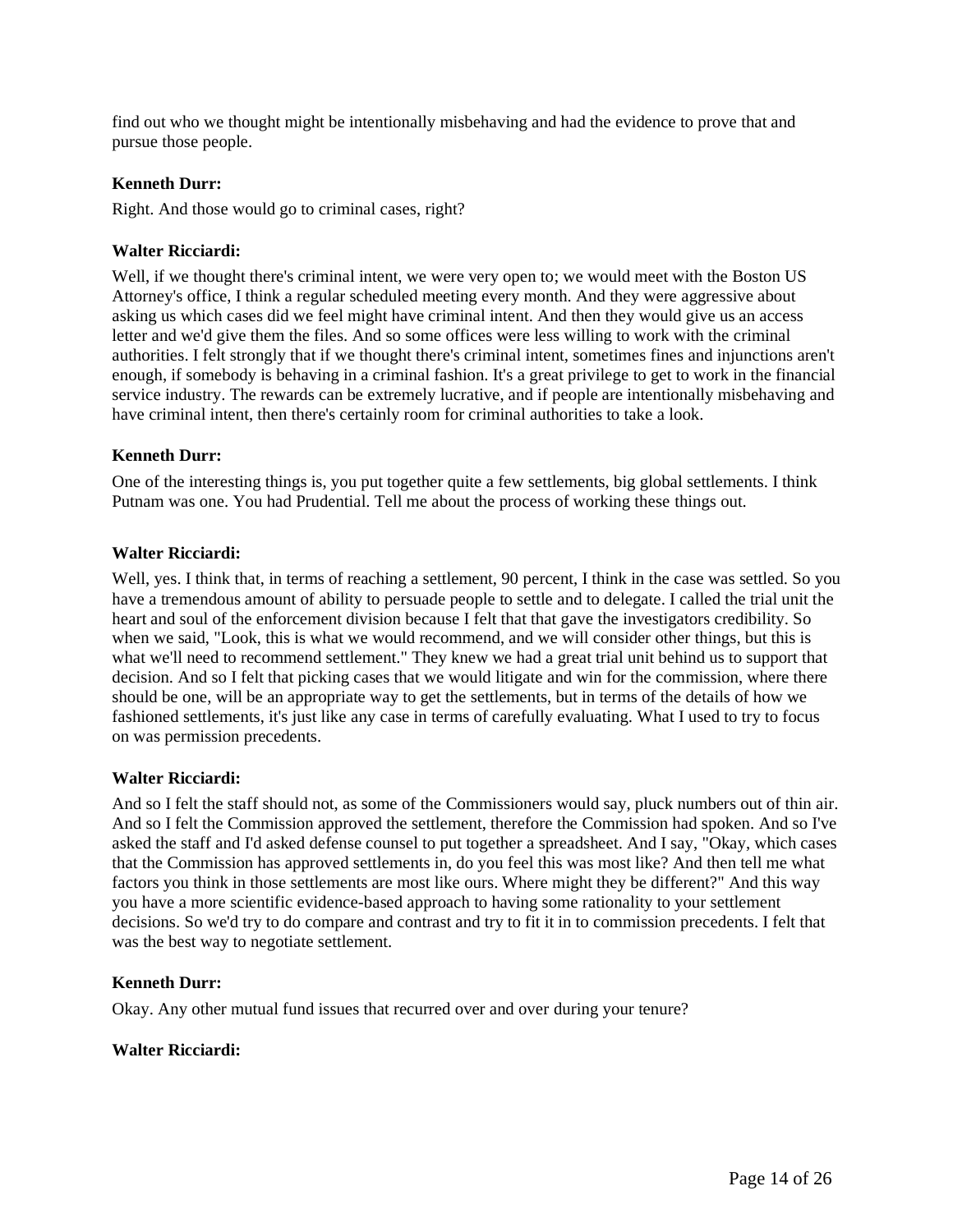find out who we thought might be intentionally misbehaving and had the evidence to prove that and pursue those people.

**Kenneth Durr:**

Right. And those would go to criminal cases, right?

**Walter Ricciardi:**

Well, if we thought there's criminal intent, we were very open to; we would meet with the Boston US Attorney's office, I think a regular scheduled meeting every month. And they were aggressive about asking us which cases did we feel might have criminal intent. And then they would give us an access letter and we'd give them the files. And so some offices were less willing to work with the criminal authorities. I felt strongly that if we thought there's criminal intent, sometimes fines and injunctions aren't enough, if somebody is behaving in a criminal fashion. It's a great privilege to get to work in the financial service industry. The rewards can be extremely lucrative, and if people are intentionally misbehaving and have criminal intent, then there's certainly room for criminal authorities to take a look.

**Kenneth Durr:**

One of the interesting things is, you put together quite a few settlements, big global settlements. I think Putnam was one. You had Prudential. Tell me about the process of working these things out.

**Walter Ricciardi:**

Well, yes. I think that, in terms of reaching a settlement, 90 percent, I think in the case was settled. So you have a tremendous amount of ability to persuade people to settle and to delegate. I called the trial unit the heart and soul of the enforcement division because I felt that that gave the investigators credibility. So when we said, "Look, this is what we would recommend, and we will consider other things, but this is what we'll need to recommend settlement." They knew we had a great trial unit behind us to support that decision. And so I felt that picking cases that we would litigate and win for the commission, where there should be one, will be an appropriate way to get the settlements, but in terms of the details of how we fashioned settlements, it's just like any case in terms of carefully evaluating. What I used to try to focus on was permission precedents.

**Walter Ricciardi:**

And so I felt the staff should not, as some of the Commissioners would say, pluck numbers out of thin air. And so I felt the Commission approved the settlement, therefore the Commission had spoken. And so I've asked the staff and I'd asked defense counsel to put together a spreadsheet. And I say, "Okay, which cases that the Commission has approved settlements in, do you feel this was most like? And then tell me what factors you think in those settlements are most like ours. Where might they be different?" And this way you have a more scientific evidence-based approach to having some rationality to your settlement decisions. So we'd try to do compare and contrast and try to fit it in to commission precedents. I felt that was the best way to negotiate settlement.

**Kenneth Durr:**

Okay. Any other mutual fund issues that recurred over and over during your tenure?

**Walter Ricciardi:**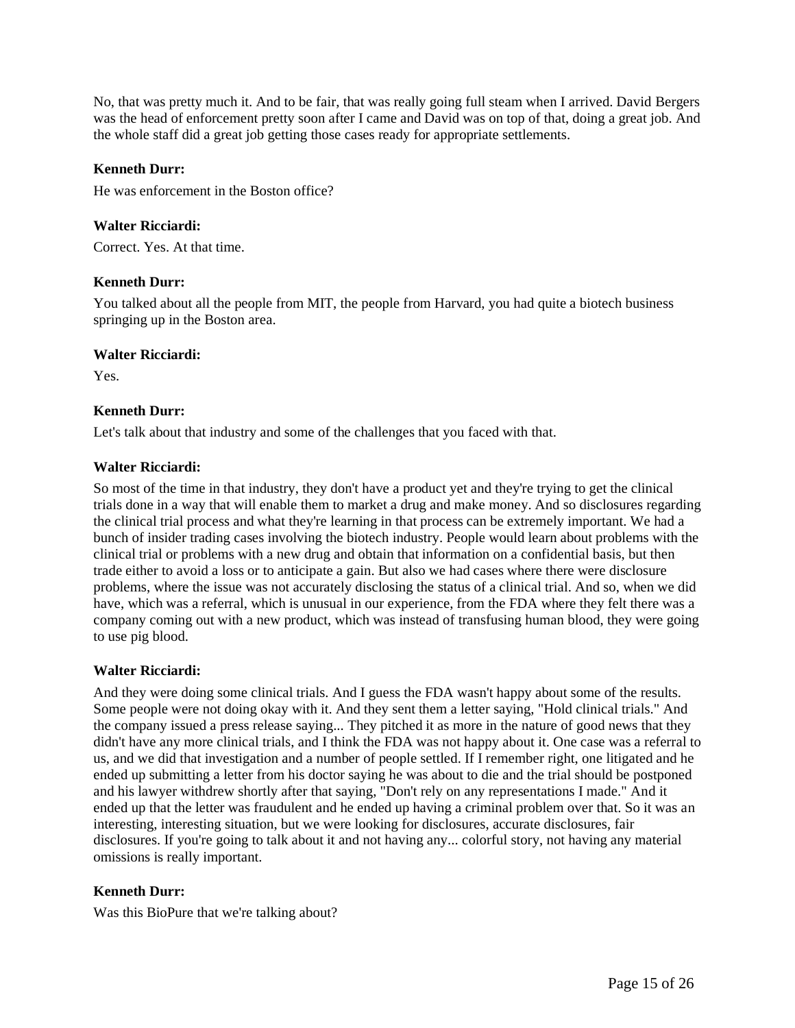No, that was pretty much it. And to be fair, that was really going full steam when I arrived. David Bergers was the head of enforcement pretty soon after I came and David was on top of that, doing a great job. And the whole staff did a great job getting those cases ready for appropriate settlements.

**Kenneth Durr:**

He was enforcement in the Boston office?

**Walter Ricciardi:**

Correct. Yes. At that time.

**Kenneth Durr:**

You talked about all the people from MIT, the people from Harvard, you had quite a biotech business springing up in the Boston area.

**Walter Ricciardi:**

Yes.

**Kenneth Durr:**

Let's talk about that industry and some of the challenges that you faced with that.

**Walter Ricciardi:**

So most of the time in that industry, they don't have a product yet and they're trying to get the clinical trials done in a way that will enable them to market a drug and make money. And so disclosures regarding the clinical trial process and what they're learning in that process can be extremely important. We had a bunch of insider trading cases involving the biotech industry. People would learn about problems with the clinical trial or problems with a new drug and obtain that information on a confidential basis, but then trade either to avoid a loss or to anticipate a gain. But also we had cases where there were disclosure problems, where the issue was not accurately disclosing the status of a clinical trial. And so, when we did have, which was a referral, which is unusual in our experience, from the FDA where they felt there was a company coming out with a new product, which was instead of transfusing human blood, they were going to use pig blood.

**Walter Ricciardi:**

And they were doing some clinical trials. And I guess the FDA wasn't happy about some of the results. Some people were not doing okay with it. And they sent them a letter saying, "Hold clinical trials." And the company issued a press release saying... They pitched it as more in the nature of good news that they didn't have any more clinical trials, and I think the FDA was not happy about it. One case was a referral to us, and we did that investigation and a number of people settled. If I remember right, one litigated and he ended up submitting a letter from his doctor saying he was about to die and the trial should be postponed and his lawyer withdrew shortly after that saying, "Don't rely on any representations I made." And it ended up that the letter was fraudulent and he ended up having a criminal problem over that. So it was an interesting, interesting situation, but we were looking for disclosures, accurate disclosures, fair disclosures. If you're going to talk about it and not having any... colorful story, not having any material omissions is really important.

**Kenneth Durr:**

Was this BioPure that we're talking about?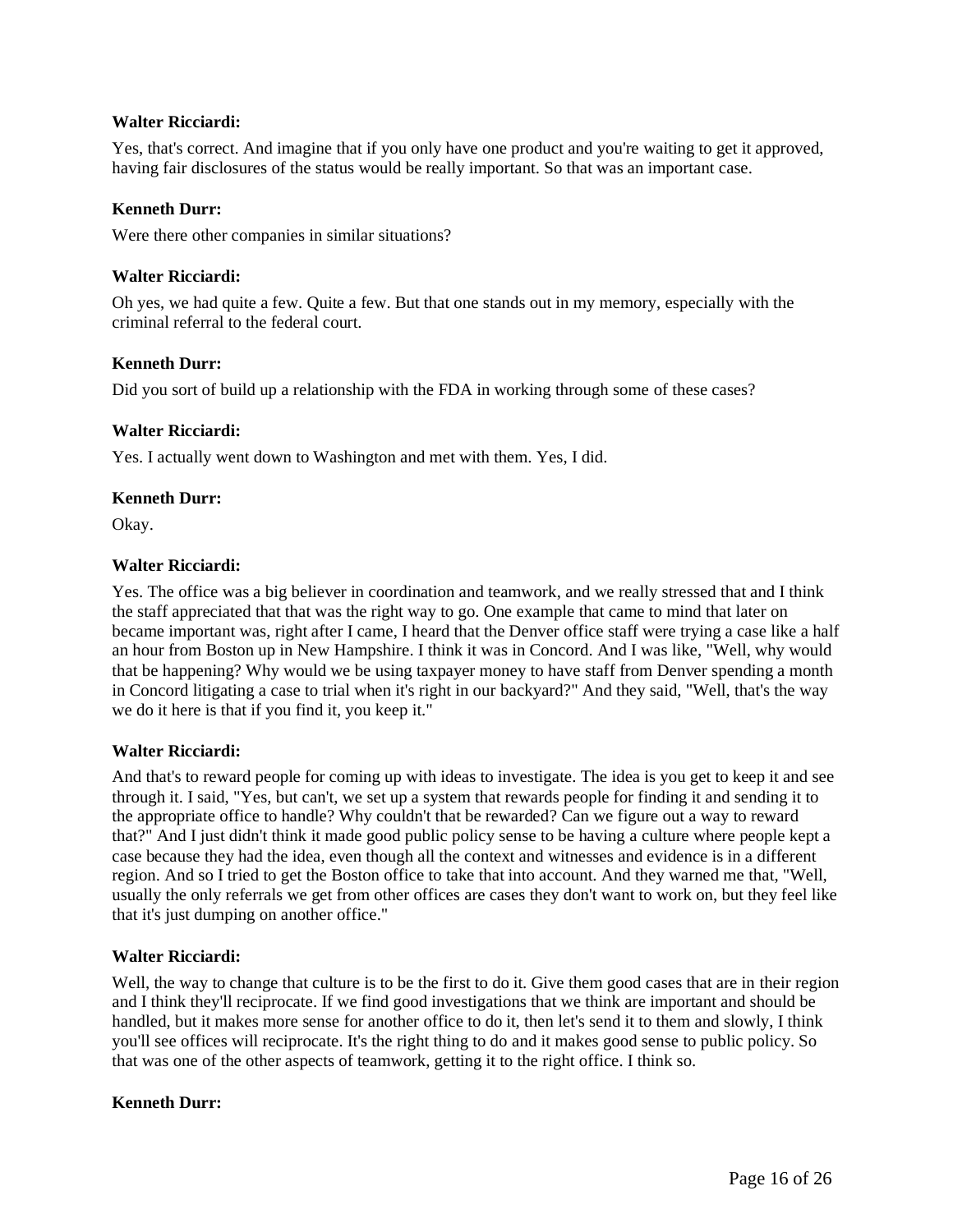**Walter Ricciardi:**

Yes, that's correct. And imagine that if you only have one product and you're waiting to get it approved, having fair disclosures of the status would be really important. So that was an important case.

**Kenneth Durr:**

Were there other companies in similar situations?

**Walter Ricciardi:**

Oh yes, we had quite a few. Quite a few. But that one stands out in my memory, especially with the criminal referral to the federal court.

**Kenneth Durr:**

Did you sort of build up a relationship with the FDA in working through some of these cases?

**Walter Ricciardi:**

Yes. I actually went down to Washington and met with them. Yes, I did.

**Kenneth Durr:**

Okay.

**Walter Ricciardi:**

Yes. The office was a big believer in coordination and teamwork, and we really stressed that and I think the staff appreciated that that was the right way to go. One example that came to mind that later on became important was, right after I came, I heard that the Denver office staff were trying a case like a half an hour from Boston up in New Hampshire. I think it was in Concord. And I was like, "Well, why would that be happening? Why would we be using taxpayer money to have staff from Denver spending a month in Concord litigating a case to trial when it's right in our backyard?" And they said, "Well, that's the way we do it here is that if you find it, you keep it."

**Walter Ricciardi:**

And that's to reward people for coming up with ideas to investigate. The idea is you get to keep it and see through it. I said, "Yes, but can't, we set up a system that rewards people for finding it and sending it to the appropriate office to handle? Why couldn't that be rewarded? Can we figure out a way to reward that?" And I just didn't think it made good public policy sense to be having a culture where people kept a case because they had the idea, even though all the context and witnesses and evidence is in a different region. And so I tried to get the Boston office to take that into account. And they warned me that, "Well, usually the only referrals we get from other offices are cases they don't want to work on, but they feel like that it's just dumping on another office."

**Walter Ricciardi:**

Well, the way to change that culture is to be the first to do it. Give them good cases that are in their region and I think they'll reciprocate. If we find good investigations that we think are important and should be handled, but it makes more sense for another office to do it, then let's send it to them and slowly, I think you'll see offices will reciprocate. It's the right thing to do and it makes good sense to public policy. So that was one of the other aspects of teamwork, getting it to the right office. I think so.

**Kenneth Durr:**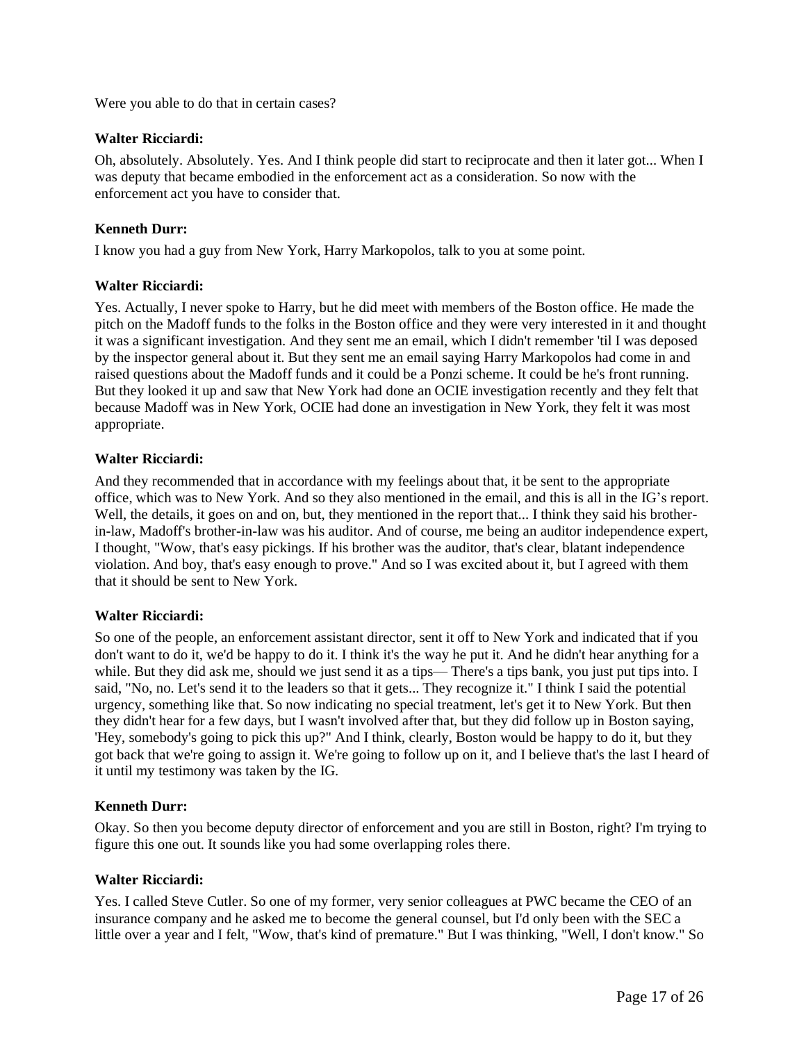Were you able to do that in certain cases?

**Walter Ricciardi:**

Oh, absolutely. Absolutely. Yes. And I think people did start to reciprocate and then it later got... When I was deputy that became embodied in the enforcement act as a consideration. So now with the enforcement act you have to consider that.

**Kenneth Durr:**

I know you had a guy from New York, Harry Markopolos, talk to you at some point.

**Walter Ricciardi:**

Yes. Actually, I never spoke to Harry, but he did meet with members of the Boston office. He made the pitch on the Madoff funds to the folks in the Boston office and they were very interested in it and thought it was a significant investigation. And they sent me an email, which I didn't remember 'til I was deposed by the inspector general about it. But they sent me an email saying Harry Markopolos had come in and raised questions about the Madoff funds and it could be a Ponzi scheme. It could be he's front running. But they looked it up and saw that New York had done an OCIE investigation recently and they felt that because Madoff was in New York, OCIE had done an investigation in New York, they felt it was most appropriate.

**Walter Ricciardi:**

And they recommended that in accordance with my feelings about that, it be sent to the appropriate office, which was to New York. And so they also mentioned in the email, and this is all in the IG's report. Well, the details, it goes on and on, but, they mentioned in the report that... I think they said his brother-in-law, Madoff's brother-in-law was his auditor. And of course, me being an auditor independence expert, I thought, "Wow, that's easy pickings. If his brother was the auditor, that's clear, blatant independence violation. And boy, that's easy enough to prove." And so I was excited about it, but I agreed with them that it should be sent to New York.

**Walter Ricciardi:**

So one of the people, an enforcement assistant director, sent it off to New York and indicated that if you don't want to do it, we'd be happy to do it. I think it's the way he put it. And he didn't hear anything for a while. But they did ask me, should we just send it as a tips— There's a tips bank, you just put tips into. I said, "No, no. Let's send it to the leaders so that it gets... They recognize it." I think I said the potential urgency, something like that. So now indicating no special treatment, let's get it to New York. But then they didn't hear for a few days, but I wasn't involved after that, but they did follow up in Boston saying, 'Hey, somebody's going to pick this up?" And I think, clearly, Boston would be happy to do it, but they got back that we're going to assign it. We're going to follow up on it, and I believe that's the last I heard of it until my testimony was taken by the IG.

**Kenneth Durr:**

Okay. So then you become deputy director of enforcement and you are still in Boston, right? I'm trying to figure this one out. It sounds like you had some overlapping roles there.

**Walter Ricciardi:**

Yes. I called Steve Cutler. So one of my former, very senior colleagues at PWC became the CEO of an insurance company and he asked me to become the general counsel, but I'd only been with the SEC a little over a year and I felt, "Wow, that's kind of premature." But I was thinking, "Well, I don't know." So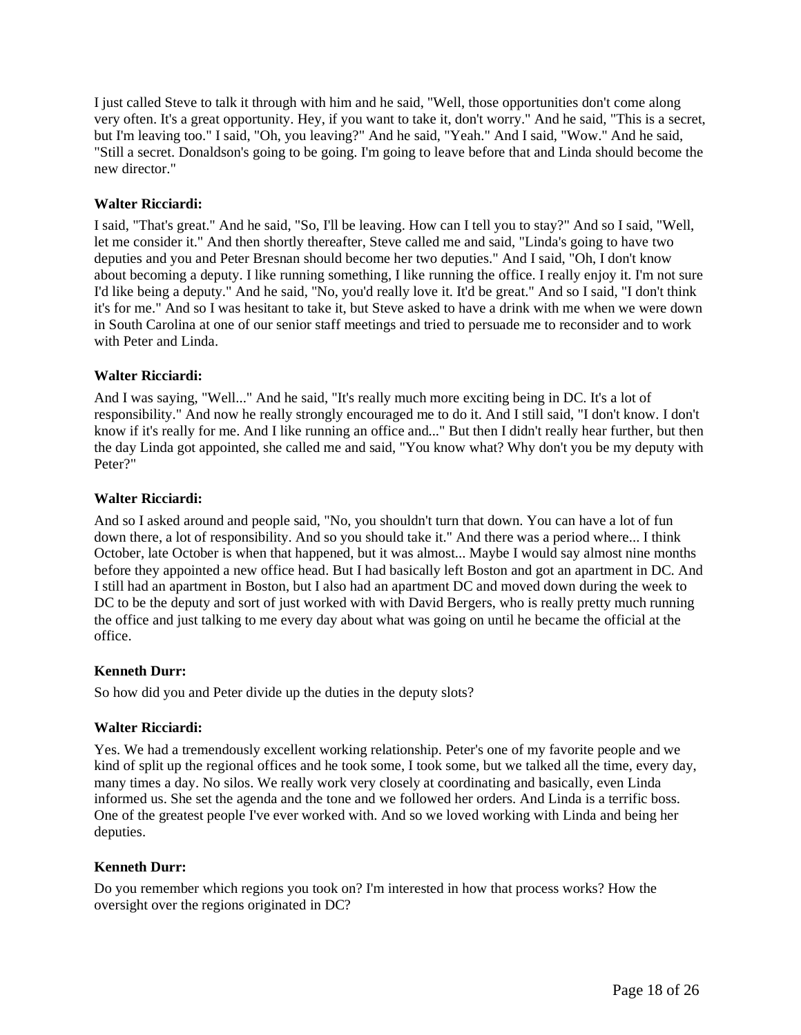I just called Steve to talk it through with him and he said, "Well, those opportunities don't come along very often. It's a great opportunity. Hey, if you want to take it, don't worry." And he said, "This is a secret, but I'm leaving too." I said, "Oh, you leaving?" And he said, "Yeah." And I said, "Wow." And he said, "Still a secret. Donaldson's going to be going. I'm going to leave before that and Linda should become the new director."

**Walter Ricciardi:**

I said, "That's great." And he said, "So, I'll be leaving. How can I tell you to stay?" And so I said, "Well, let me consider it." And then shortly thereafter, Steve called me and said, "Linda's going to have two deputies and you and Peter Bresnan should become her two deputies." And I said, "Oh, I don't know about becoming a deputy. I like running something, I like running the office. I really enjoy it. I'm not sure I'd like being a deputy." And he said, "No, you'd really love it. It'd be great." And so I said, "I don't think it's for me." And so I was hesitant to take it, but Steve asked to have a drink with me when we were down in South Carolina at one of our senior staff meetings and tried to persuade me to reconsider and to work with Peter and Linda.

**Walter Ricciardi:**

And I was saying, "Well..." And he said, "It's really much more exciting being in DC. It's a lot of responsibility." And now he really strongly encouraged me to do it. And I still said, "I don't know. I don't know if it's really for me. And I like running an office and..." But then I didn't really hear further, but then the day Linda got appointed, she called me and said, "You know what? Why don't you be my deputy with Peter?"

**Walter Ricciardi:**

And so I asked around and people said, "No, you shouldn't turn that down. You can have a lot of fun down there, a lot of responsibility. And so you should take it." And there was a period where... I think October, late October is when that happened, but it was almost... Maybe I would say almost nine months before they appointed a new office head. But I had basically left Boston and got an apartment in DC. And I still had an apartment in Boston, but I also had an apartment DC and moved down during the week to DC to be the deputy and sort of just worked with with David Bergers, who is really pretty much running the office and just talking to me every day about what was going on until he became the official at the office.

**Kenneth Durr:**

So how did you and Peter divide up the duties in the deputy slots?

**Walter Ricciardi:**

Yes. We had a tremendously excellent working relationship. Peter's one of my favorite people and we kind of split up the regional offices and he took some, I took some, but we talked all the time, every day, many times a day. No silos. We really work very closely at coordinating and basically, even Linda informed us. She set the agenda and the tone and we followed her orders. And Linda is a terrific boss. One of the greatest people I've ever worked with. And so we loved working with Linda and being her deputies.

**Kenneth Durr:**

Do you remember which regions you took on? I'm interested in how that process works? How the oversight over the regions originated in DC?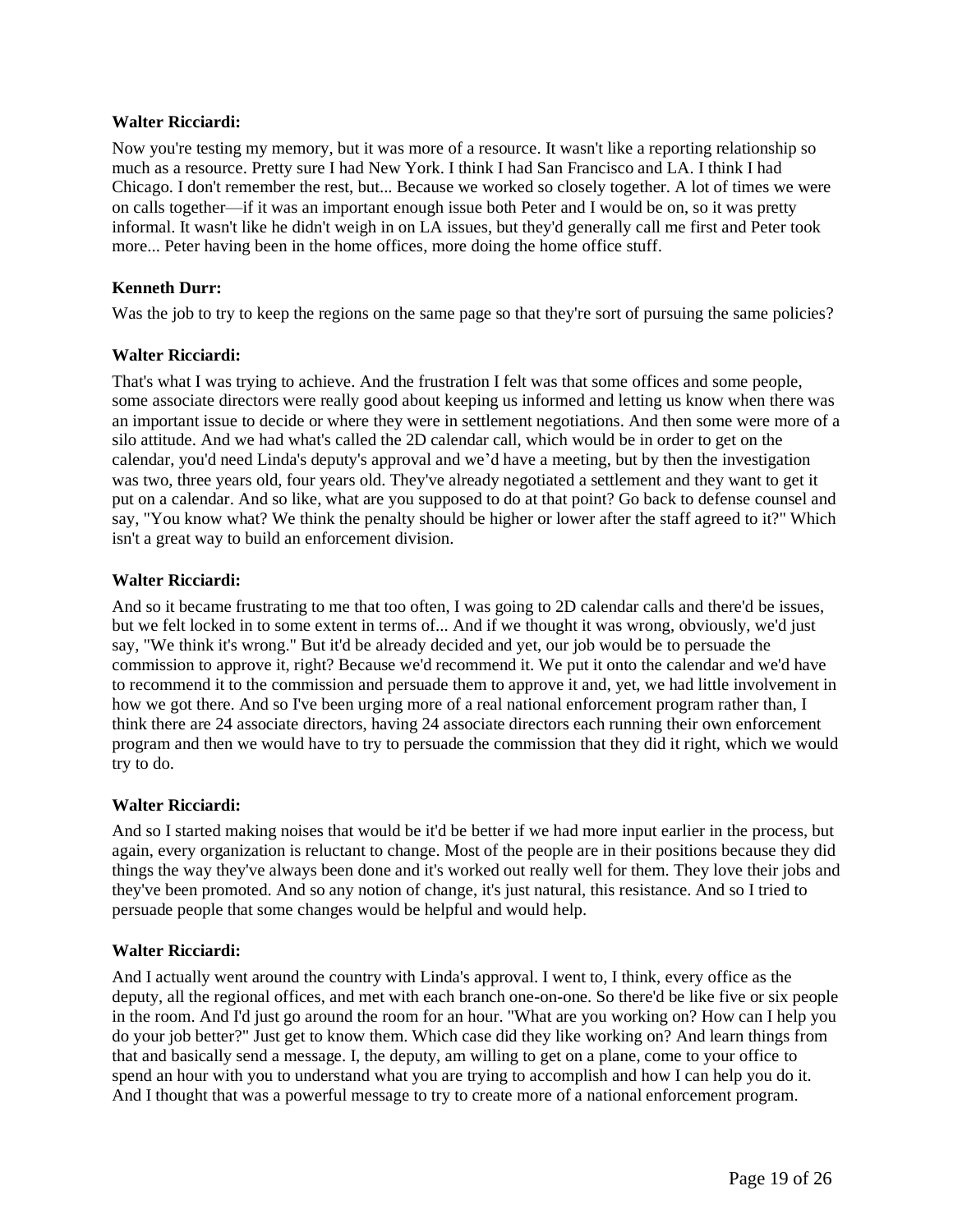**Walter Ricciardi:**

Now you're testing my memory, but it was more of a resource. It wasn't like a reporting relationship so much as a resource. Pretty sure I had New York. I think I had San Francisco and LA. I think I had Chicago. I don't remember the rest, but... Because we worked so closely together. A lot of times we were on calls together—if it was an important enough issue both Peter and I would be on, so it was pretty informal. It wasn't like he didn't weigh in on LA issues, but they'd generally call me first and Peter took more... Peter having been in the home offices, more doing the home office stuff.

**Kenneth Durr:**

Was the job to try to keep the regions on the same page so that they're sort of pursuing the same policies?

**Walter Ricciardi:**

That's what I was trying to achieve. And the frustration I felt was that some offices and some people, some associate directors were really good about keeping us informed and letting us know when there was an important issue to decide or where they were in settlement negotiations. And then some were more of a silo attitude. And we had what's called the 2D calendar call, which would be in order to get on the calendar, you'd need Linda's deputy's approval and we'd have a meeting, but by then the investigation was two, three years old, four years old. They've already negotiated a settlement and they want to get it put on a calendar. And so like, what are you supposed to do at that point? Go back to defense counsel and say, "You know what? We think the penalty should be higher or lower after the staff agreed to it?" Which isn't a great way to build an enforcement division.

**Walter Ricciardi:**

And so it became frustrating to me that too often, I was going to 2D calendar calls and there'd be issues, but we felt locked in to some extent in terms of... And if we thought it was wrong, obviously, we'd just say, "We think it's wrong." But it'd be already decided and yet, our job would be to persuade the commission to approve it, right? Because we'd recommend it. We put it onto the calendar and we'd have to recommend it to the commission and persuade them to approve it and, yet, we had little involvement in how we got there. And so I've been urging more of a real national enforcement program rather than, I think there are 24 associate directors, having 24 associate directors each running their own enforcement program and then we would have to try to persuade the commission that they did it right, which we would try to do.

**Walter Ricciardi:**

And so I started making noises that would be it'd be better if we had more input earlier in the process, but again, every organization is reluctant to change. Most of the people are in their positions because they did things the way they've always been done and it's worked out really well for them. They love their jobs and they've been promoted. And so any notion of change, it's just natural, this resistance. And so I tried to persuade people that some changes would be helpful and would help.

**Walter Ricciardi:**

And I actually went around the country with Linda's approval. I went to, I think, every office as the deputy, all the regional offices, and met with each branch one-on-one. So there'd be like five or six people in the room. And I'd just go around the room for an hour. "What are you working on? How can I help you do your job better?" Just get to know them. Which case did they like working on? And learn things from that and basically send a message. I, the deputy, am willing to get on a plane, come to your office to spend an hour with you to understand what you are trying to accomplish and how I can help you do it. And I thought that was a powerful message to try to create more of a national enforcement program.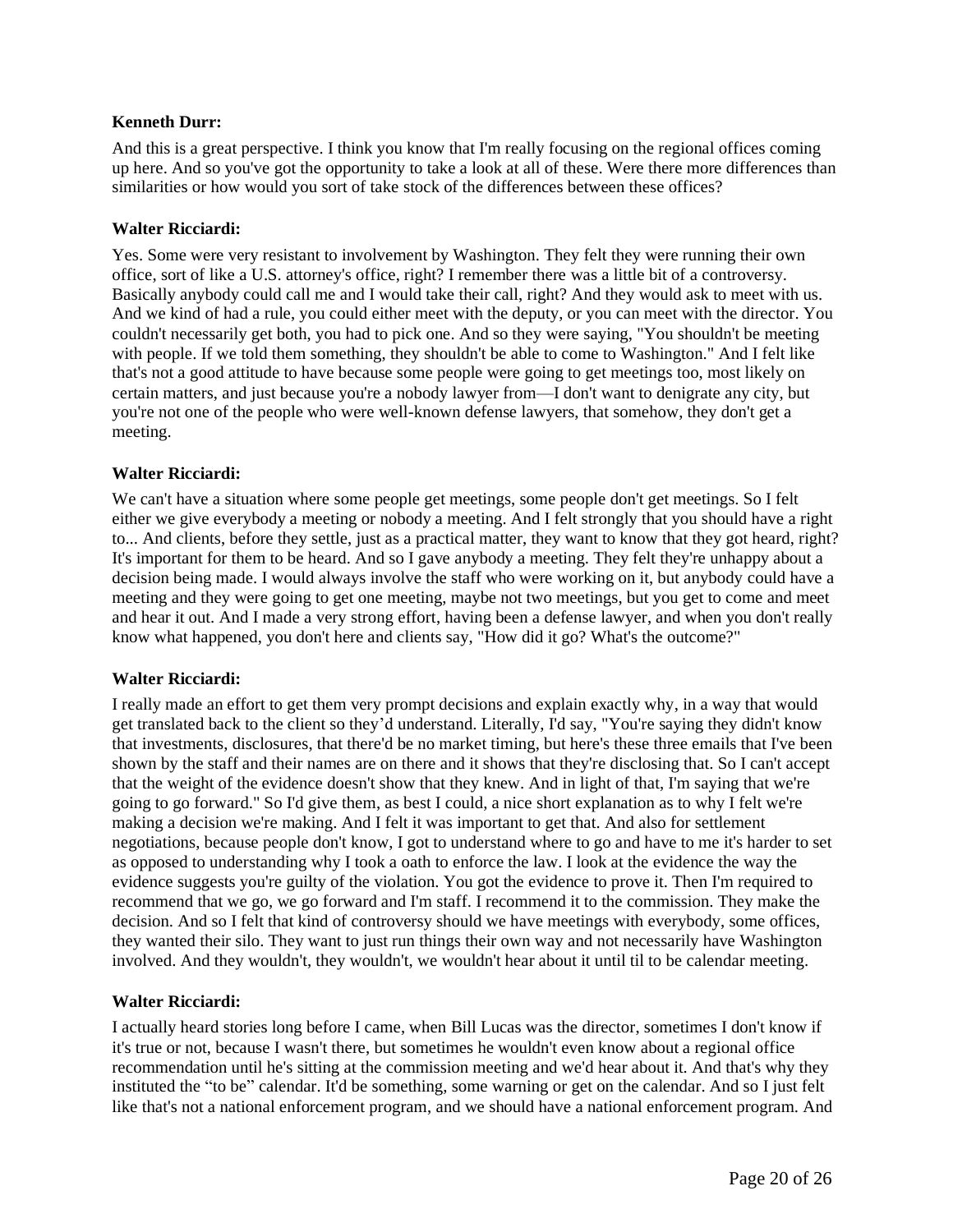**Kenneth Durr:**

And this is a great perspective. I think you know that I'm really focusing on the regional offices coming up here. And so you've got the opportunity to take a look at all of these. Were there more differences than similarities or how would you sort of take stock of the differences between these offices?

**Walter Ricciardi:**

Yes. Some were very resistant to involvement by Washington. They felt they were running their own office, sort of like a U.S. attorney's office, right? I remember there was a little bit of a controversy. Basically anybody could call me and I would take their call, right? And they would ask to meet with us. And we kind of had a rule, you could either meet with the deputy, or you can meet with the director. You couldn't necessarily get both, you had to pick one. And so they were saying, "You shouldn't be meeting with people. If we told them something, they shouldn't be able to come to Washington." And I felt like that's not a good attitude to have because some people were going to get meetings too, most likely on certain matters, and just because you're a nobody lawyer from—I don't want to denigrate any city, but you're not one of the people who were well-known defense lawyers, that somehow, they don't get a meeting.

**Walter Ricciardi:**

We can't have a situation where some people get meetings, some people don't get meetings. So I felt either we give everybody a meeting or nobody a meeting. And I felt strongly that you should have a right to... And clients, before they settle, just as a practical matter, they want to know that they got heard, right? It's important for them to be heard. And so I gave anybody a meeting. They felt they're unhappy about a decision being made. I would always involve the staff who were working on it, but anybody could have a meeting and they were going to get one meeting, maybe not two meetings, but you get to come and meet and hear it out. And I made a very strong effort, having been a defense lawyer, and when you don't really know what happened, you don't here and clients say, "How did it go? What's the outcome?"

**Walter Ricciardi:**

I really made an effort to get them very prompt decisions and explain exactly why, in a way that would get translated back to the client so they'd understand. Literally, I'd say, "You're saying they didn't know that investments, disclosures, that there'd be no market timing, but here's these three emails that I've been shown by the staff and their names are on there and it shows that they're disclosing that. So I can't accept that the weight of the evidence doesn't show that they knew. And in light of that, I'm saying that we're going to go forward." So I'd give them, as best I could, a nice short explanation as to why I felt we're making a decision we're making. And I felt it was important to get that. And also for settlement negotiations, because people don't know, I got to understand where to go and have to me it's harder to set as opposed to understanding why I took a oath to enforce the law. I look at the evidence the way the evidence suggests you're guilty of the violation. You got the evidence to prove it. Then I'm required to recommend that we go, we go forward and I'm staff. I recommend it to the commission. They make the decision. And so I felt that kind of controversy should we have meetings with everybody, some offices, they wanted their silo. They want to just run things their own way and not necessarily have Washington involved. And they wouldn't, they wouldn't, we wouldn't hear about it until til to be calendar meeting.

**Walter Ricciardi:**

I actually heard stories long before I came, when Bill Lucas was the director, sometimes I don't know if it's true or not, because I wasn't there, but sometimes he wouldn't even know about a regional office recommendation until he's sitting at the commission meeting and we'd hear about it. And that's why they instituted the "to be" calendar. It'd be something, some warning or get on the calendar. And so I just felt like that's not a national enforcement program, and we should have a national enforcement program. And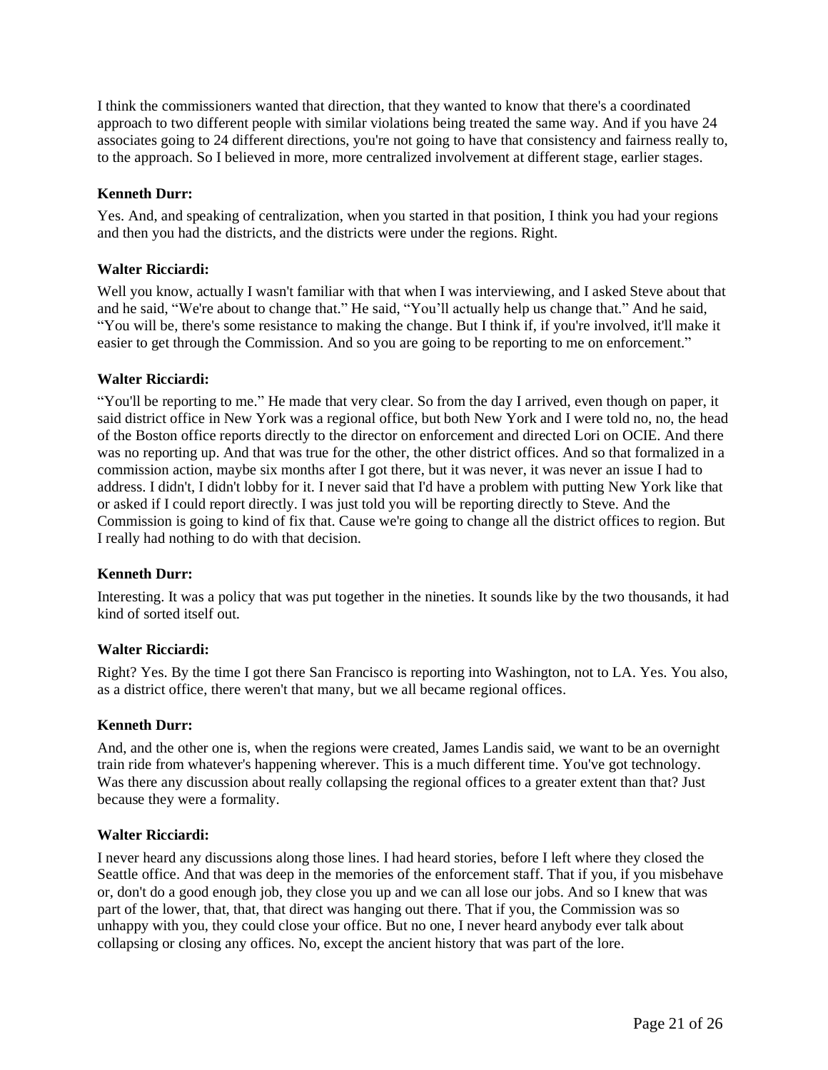I think the commissioners wanted that direction, that they wanted to know that there's a coordinated approach to two different people with similar violations being treated the same way. And if you have 24 associates going to 24 different directions, you're not going to have that consistency and fairness really to, to the approach. So I believed in more, more centralized involvement at different stage, earlier stages.

**Kenneth Durr:**

Yes. And, and speaking of centralization, when you started in that position, I think you had your regions and then you had the districts, and the districts were under the regions. Right.

**Walter Ricciardi:**

Well you know, actually I wasn't familiar with that when I was interviewing, and I asked Steve about that and he said, "We're about to change that." He said, "You'll actually help us change that." And he said, "You will be, there's some resistance to making the change. But I think if, if you're involved, it'll make it easier to get through the Commission. And so you are going to be reporting to me on enforcement."

**Walter Ricciardi:**

"You'll be reporting to me." He made that very clear. So from the day I arrived, even though on paper, it said district office in New York was a regional office, but both New York and I were told no, no, the head of the Boston office reports directly to the director on enforcement and directed Lori on OCIE. And there was no reporting up. And that was true for the other, the other district offices. And so that formalized in a commission action, maybe six months after I got there, but it was never, it was never an issue I had to address. I didn't, I didn't lobby for it. I never said that I'd have a problem with putting New York like that or asked if I could report directly. I was just told you will be reporting directly to Steve. And the Commission is going to kind of fix that. Cause we're going to change all the district offices to region. But I really had nothing to do with that decision.

**Kenneth Durr:**

Interesting. It was a policy that was put together in the nineties. It sounds like by the two thousands, it had kind of sorted itself out.

**Walter Ricciardi:**

Right? Yes. By the time I got there San Francisco is reporting into Washington, not to LA. Yes. You also, as a district office, there weren't that many, but we all became regional offices.

**Kenneth Durr:**

And, and the other one is, when the regions were created, James Landis said, we want to be an overnight train ride from whatever's happening wherever. This is a much different time. You've got technology. Was there any discussion about really collapsing the regional offices to a greater extent than that? Just because they were a formality.

**Walter Ricciardi:**

I never heard any discussions along those lines. I had heard stories, before I left where they closed the Seattle office. And that was deep in the memories of the enforcement staff. That if you, if you misbehave or, don't do a good enough job, they close you up and we can all lose our jobs. And so I knew that was part of the lower, that, that, that direct was hanging out there. That if you, the Commission was so unhappy with you, they could close your office. But no one, I never heard anybody ever talk about collapsing or closing any offices. No, except the ancient history that was part of the lore.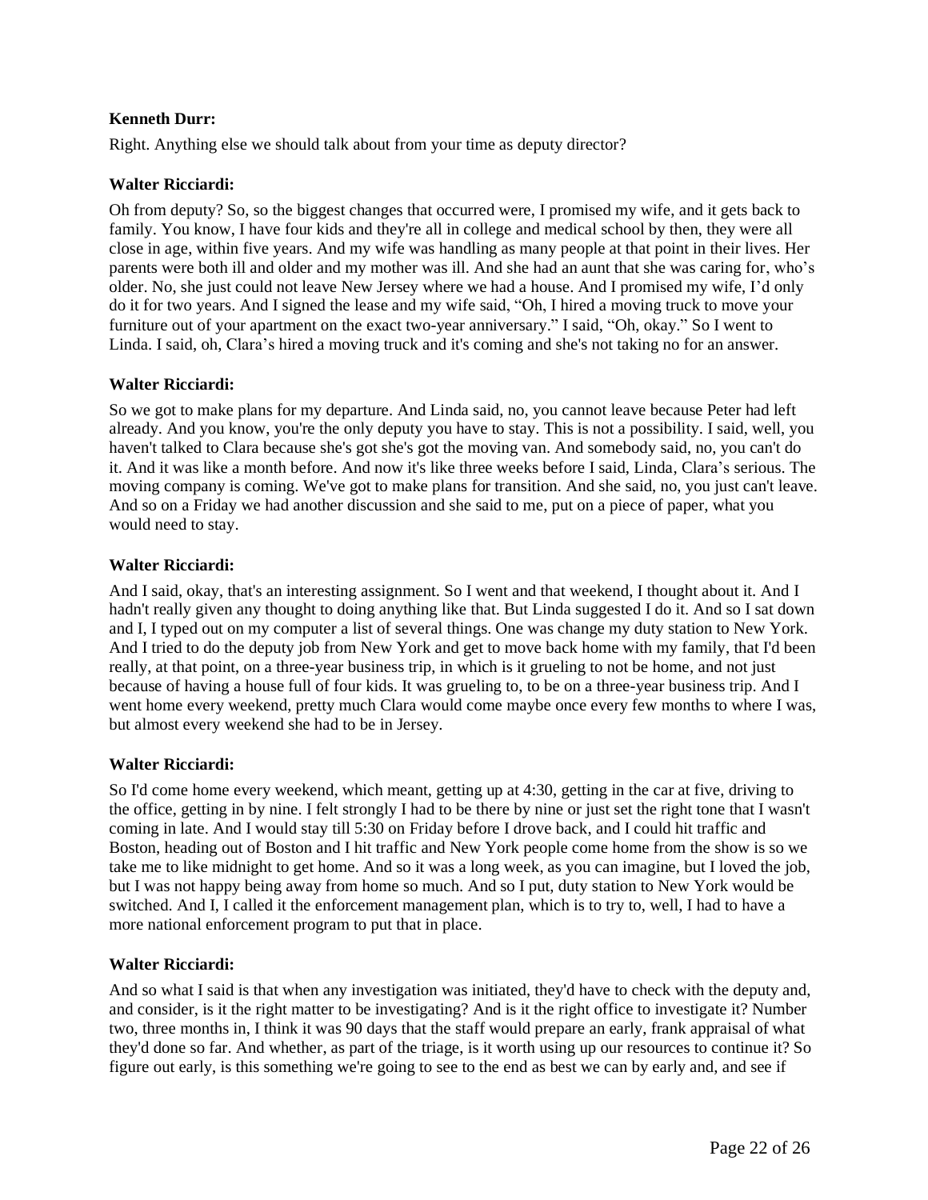**Kenneth Durr:**

Right. Anything else we should talk about from your time as deputy director?

**Walter Ricciardi:**

Oh from deputy? So, so the biggest changes that occurred were, I promised my wife, and it gets back to family. You know, I have four kids and they're all in college and medical school by then, they were all close in age, within five years. And my wife was handling as many people at that point in their lives. Her parents were both ill and older and my mother was ill. And she had an aunt that she was caring for, who's older. No, she just could not leave New Jersey where we had a house. And I promised my wife, I'd only do it for two years. And I signed the lease and my wife said, "Oh, I hired a moving truck to move your furniture out of your apartment on the exact two-year anniversary." I said, "Oh, okay." So I went to Linda. I said, oh, Clara's hired a moving truck and it's coming and she's not taking no for an answer.

**Walter Ricciardi:**

So we got to make plans for my departure. And Linda said, no, you cannot leave because Peter had left already. And you know, you're the only deputy you have to stay. This is not a possibility. I said, well, you haven't talked to Clara because she's got she's got the moving van. And somebody said, no, you can't do it. And it was like a month before. And now it's like three weeks before I said, Linda, Clara's serious. The moving company is coming. We've got to make plans for transition. And she said, no, you just can't leave. And so on a Friday we had another discussion and she said to me, put on a piece of paper, what you would need to stay.

**Walter Ricciardi:**

And I said, okay, that's an interesting assignment. So I went and that weekend, I thought about it. And I hadn't really given any thought to doing anything like that. But Linda suggested I do it. And so I sat down and I, I typed out on my computer a list of several things. One was change my duty station to New York. And I tried to do the deputy job from New York and get to move back home with my family, that I'd been really, at that point, on a three-year business trip, in which is it grueling to not be home, and not just because of having a house full of four kids. It was grueling to, to be on a three-year business trip. And I went home every weekend, pretty much Clara would come maybe once every few months to where I was, but almost every weekend she had to be in Jersey.

**Walter Ricciardi:**

So I'd come home every weekend, which meant, getting up at 4:30, getting in the car at five, driving to the office, getting in by nine. I felt strongly I had to be there by nine or just set the right tone that I wasn't coming in late. And I would stay till 5:30 on Friday before I drove back, and I could hit traffic and Boston, heading out of Boston and I hit traffic and New York people come home from the show is so we take me to like midnight to get home. And so it was a long week, as you can imagine, but I loved the job, but I was not happy being away from home so much. And so I put, duty station to New York would be switched. And I, I called it the enforcement management plan, which is to try to, well, I had to have a more national enforcement program to put that in place.

**Walter Ricciardi:**

And so what I said is that when any investigation was initiated, they'd have to check with the deputy and, and consider, is it the right matter to be investigating? And is it the right office to investigate it? Number two, three months in, I think it was 90 days that the staff would prepare an early, frank appraisal of what they'd done so far. And whether, as part of the triage, is it worth using up our resources to continue it? So figure out early, is this something we're going to see to the end as best we can by early and, and see if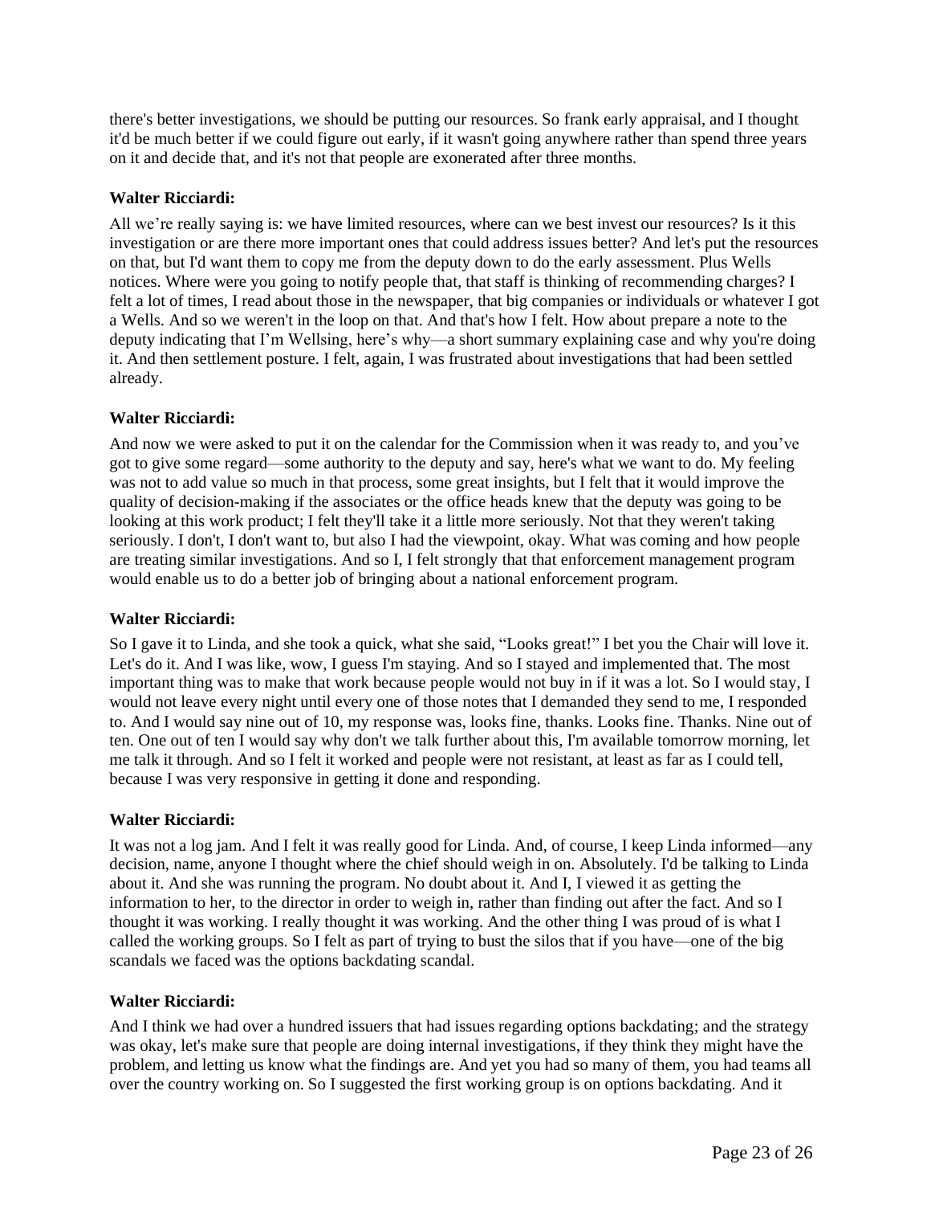there's better investigations, we should be putting our resources. So frank early appraisal, and I thought it'd be much better if we could figure out early, if it wasn't going anywhere rather than spend three years on it and decide that, and it's not that people are exonerated after three months.

**Walter Ricciardi:**

All we're really saying is: we have limited resources, where can we best invest our resources? Is it this investigation or are there more important ones that could address issues better? And let's put the resources on that, but I'd want them to copy me from the deputy down to do the early assessment. Plus Wells notices. Where were you going to notify people that, that staff is thinking of recommending charges? I felt a lot of times, I read about those in the newspaper, that big companies or individuals or whatever I got a Wells. And so we weren't in the loop on that. And that's how I felt. How about prepare a note to the deputy indicating that I'm Wellsing, here's why—a short summary explaining case and why you're doing it. And then settlement posture. I felt, again, I was frustrated about investigations that had been settled already.

**Walter Ricciardi:**

And now we were asked to put it on the calendar for the Commission when it was ready to, and you've got to give some regard—some authority to the deputy and say, here's what we want to do. My feeling was not to add value so much in that process, some great insights, but I felt that it would improve the quality of decision-making if the associates or the office heads knew that the deputy was going to be looking at this work product; I felt they'll take it a little more seriously. Not that they weren't taking seriously. I don't, I don't want to, but also I had the viewpoint, okay. What was coming and how people are treating similar investigations. And so I, I felt strongly that that enforcement management program would enable us to do a better job of bringing about a national enforcement program.

**Walter Ricciardi:**

So I gave it to Linda, and she took a quick, what she said, "Looks great!" I bet you the Chair will love it. Let's do it. And I was like, wow, I guess I'm staying. And so I stayed and implemented that. The most important thing was to make that work because people would not buy in if it was a lot. So I would stay, I would not leave every night until every one of those notes that I demanded they send to me, I responded to. And I would say nine out of 10, my response was, looks fine, thanks. Looks fine. Thanks. Nine out of ten. One out of ten I would say why don't we talk further about this, I'm available tomorrow morning, let me talk it through. And so I felt it worked and people were not resistant, at least as far as I could tell, because I was very responsive in getting it done and responding.

**Walter Ricciardi:**

It was not a log jam. And I felt it was really good for Linda. And, of course, I keep Linda informed—any decision, name, anyone I thought where the chief should weigh in on. Absolutely. I'd be talking to Linda about it. And she was running the program. No doubt about it. And I, I viewed it as getting the information to her, to the director in order to weigh in, rather than finding out after the fact. And so I thought it was working. I really thought it was working. And the other thing I was proud of is what I called the working groups. So I felt as part of trying to bust the silos that if you have—one of the big scandals we faced was the options backdating scandal.

**Walter Ricciardi:**

And I think we had over a hundred issuers that had issues regarding options backdating; and the strategy was okay, let's make sure that people are doing internal investigations, if they think they might have the problem, and letting us know what the findings are. And yet you had so many of them, you had teams all over the country working on. So I suggested the first working group is on options backdating. And it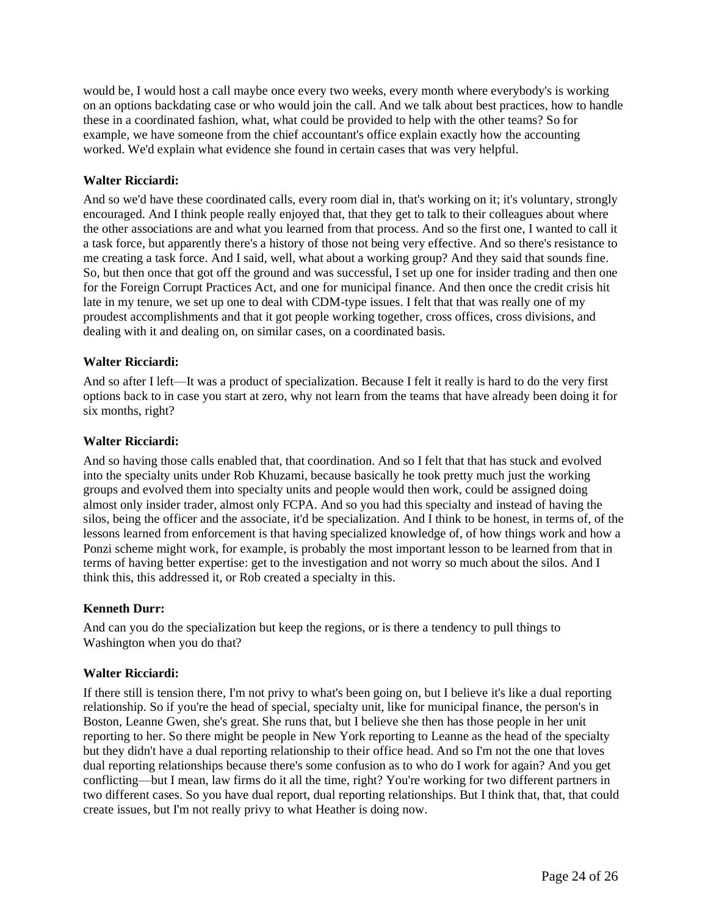would be, I would host a call maybe once every two weeks, every month where everybody's is working on an options backdating case or who would join the call. And we talk about best practices, how to handle these in a coordinated fashion, what, what could be provided to help with the other teams? So for example, we have someone from the chief accountant's office explain exactly how the accounting worked. We'd explain what evidence she found in certain cases that was very helpful.

**Walter Ricciardi:**

And so we'd have these coordinated calls, every room dial in, that's working on it; it's voluntary, strongly encouraged. And I think people really enjoyed that, that they get to talk to their colleagues about where the other associations are and what you learned from that process. And so the first one, I wanted to call it a task force, but apparently there's a history of those not being very effective. And so there's resistance to me creating a task force. And I said, well, what about a working group? And they said that sounds fine. So, but then once that got off the ground and was successful, I set up one for insider trading and then one for the Foreign Corrupt Practices Act, and one for municipal finance. And then once the credit crisis hit late in my tenure, we set up one to deal with CDM-type issues. I felt that that was really one of my proudest accomplishments and that it got people working together, cross offices, cross divisions, and dealing with it and dealing on, on similar cases, on a coordinated basis.

**Walter Ricciardi:**

And so after I left—It was a product of specialization. Because I felt it really is hard to do the very first options back to in case you start at zero, why not learn from the teams that have already been doing it for six months, right?

**Walter Ricciardi:**

And so having those calls enabled that, that coordination. And so I felt that that has stuck and evolved into the specialty units under Rob Khuzami, because basically he took pretty much just the working groups and evolved them into specialty units and people would then work, could be assigned doing almost only insider trader, almost only FCPA. And so you had this specialty and instead of having the silos, being the officer and the associate, it'd be specialization. And I think to be honest, in terms of, of the lessons learned from enforcement is that having specialized knowledge of, of how things work and how a Ponzi scheme might work, for example, is probably the most important lesson to be learned from that in terms of having better expertise: get to the investigation and not worry so much about the silos. And I think this, this addressed it, or Rob created a specialty in this.

**Kenneth Durr:**

And can you do the specialization but keep the regions, or is there a tendency to pull things to Washington when you do that?

**Walter Ricciardi:**

If there still is tension there, I'm not privy to what's been going on, but I believe it's like a dual reporting relationship. So if you're the head of special, specialty unit, like for municipal finance, the person's in Boston, Leanne Gwen, she's great. She runs that, but I believe she then has those people in her unit reporting to her. So there might be people in New York reporting to Leanne as the head of the specialty but they didn't have a dual reporting relationship to their office head. And so I'm not the one that loves dual reporting relationships because there's some confusion as to who do I work for again? And you get conflicting—but I mean, law firms do it all the time, right? You're working for two different partners in two different cases. So you have dual report, dual reporting relationships. But I think that, that, that could create issues, but I'm not really privy to what Heather is doing now.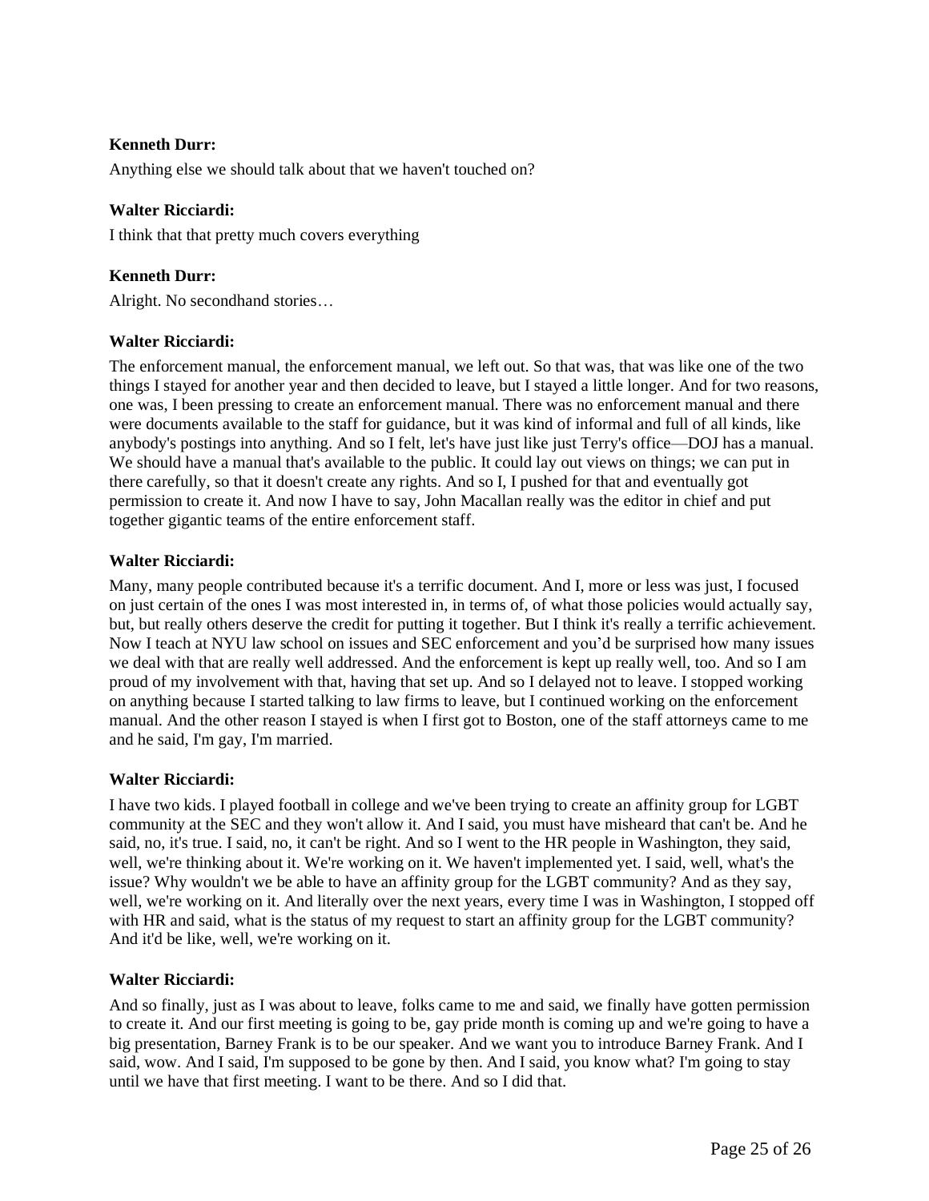**Kenneth Durr:**

Anything else we should talk about that we haven't touched on?

**Walter Ricciardi:**

I think that that pretty much covers everything

**Kenneth Durr:**

Alright. No secondhand stories…

**Walter Ricciardi:**

The enforcement manual, the enforcement manual, we left out. So that was, that was like one of the two things I stayed for another year and then decided to leave, but I stayed a little longer. And for two reasons, one was, I been pressing to create an enforcement manual. There was no enforcement manual and there were documents available to the staff for guidance, but it was kind of informal and full of all kinds, like anybody's postings into anything. And so I felt, let's have just like just Terry's office—DOJ has a manual. We should have a manual that's available to the public. It could lay out views on things; we can put in there carefully, so that it doesn't create any rights. And so I, I pushed for that and eventually got permission to create it. And now I have to say, John Macallan really was the editor in chief and put together gigantic teams of the entire enforcement staff.

**Walter Ricciardi:**

Many, many people contributed because it's a terrific document. And I, more or less was just, I focused on just certain of the ones I was most interested in, in terms of, of what those policies would actually say, but, but really others deserve the credit for putting it together. But I think it's really a terrific achievement. Now I teach at NYU law school on issues and SEC enforcement and you'd be surprised how many issues we deal with that are really well addressed. And the enforcement is kept up really well, too. And so I am proud of my involvement with that, having that set up. And so I delayed not to leave. I stopped working on anything because I started talking to law firms to leave, but I continued working on the enforcement manual. And the other reason I stayed is when I first got to Boston, one of the staff attorneys came to me and he said, I'm gay, I'm married.

**Walter Ricciardi:**

I have two kids. I played football in college and we've been trying to create an affinity group for LGBT community at the SEC and they won't allow it. And I said, you must have misheard that can't be. And he said, no, it's true. I said, no, it can't be right. And so I went to the HR people in Washington, they said, well, we're thinking about it. We're working on it. We haven't implemented yet. I said, well, what's the issue? Why wouldn't we be able to have an affinity group for the LGBT community? And as they say, well, we're working on it. And literally over the next years, every time I was in Washington, I stopped off with HR and said, what is the status of my request to start an affinity group for the LGBT community? And it'd be like, well, we're working on it.

**Walter Ricciardi:**

And so finally, just as I was about to leave, folks came to me and said, we finally have gotten permission to create it. And our first meeting is going to be, gay pride month is coming up and we're going to have a big presentation, Barney Frank is to be our speaker. And we want you to introduce Barney Frank. And I said, wow. And I said, I'm supposed to be gone by then. And I said, you know what? I'm going to stay until we have that first meeting. I want to be there. And so I did that.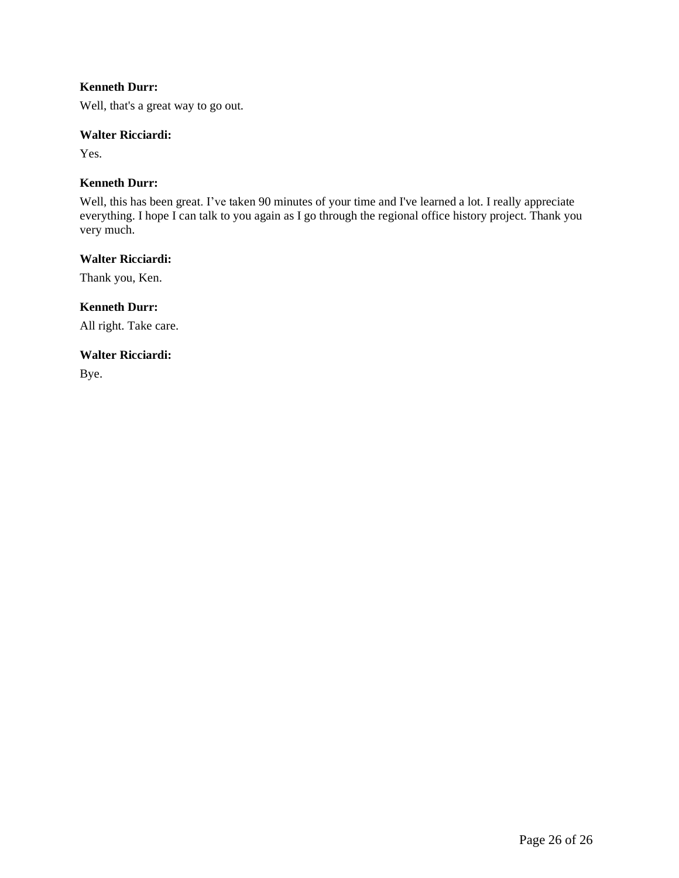**Kenneth Durr:**

Well, that's a great way to go out.

**Walter Ricciardi:**

Yes.

**Kenneth Durr:**

Well, this has been great. I’ve taken 90 minutes of your time and I've learned a lot. I really appreciate everything. I hope I can talk to you again as I go through the regional office history project. Thank you very much.

**Walter Ricciardi:**

Thank you, Ken.

**Kenneth Durr:**

All right. Take care.

**Walter Ricciardi:**

Bye.